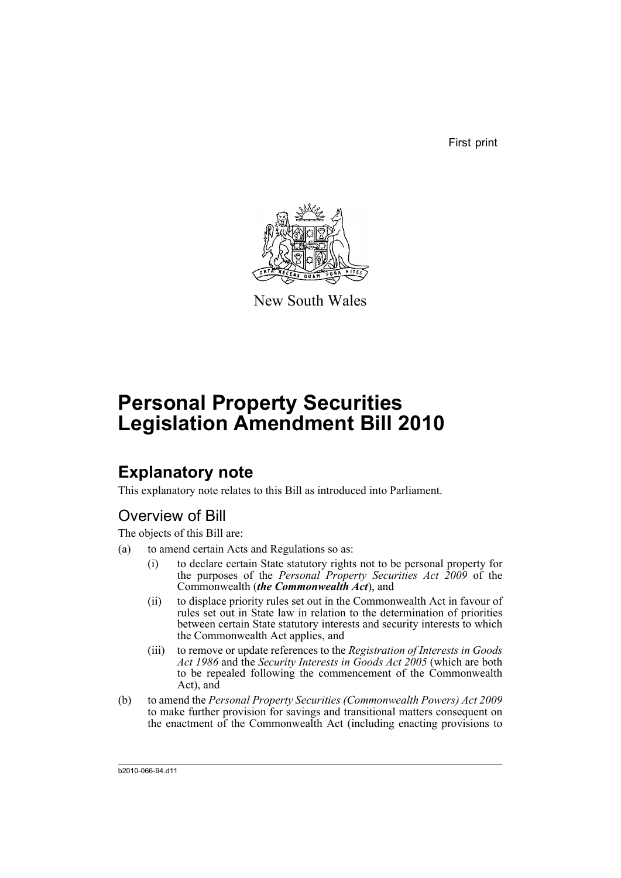First print

New South Wales

# Personal Property Securities Legislation Amendment Bill 2010

## Explanatory note

This explanatory note relates to this Bill as introduced into Parliament.

### Overview of Bill

The objects of this Bill are:

(a) to amend certain Acts and Regulations so as:

   (i) to declare certain State statutory rights not to be personal property for the purposes of the *Personal Property Securities Act 2009* of the Commonwealth (***the Commonwealth Act***), and

   (ii) to displace priority rules set out in the Commonwealth Act in favour of rules set out in State law in relation to the determination of priorities between certain State statutory interests and security interests to which the Commonwealth Act applies, and

   (iii) to remove or update references to the *Registration of Interests in Goods Act 1986* and the *Security Interests in Goods Act 2005* (which are both to be repealed following the commencement of the Commonwealth Act), and

(b) to amend the *Personal Property Securities (Commonwealth Powers) Act 2009* to make further provision for savings and transitional matters consequent on the enactment of the Commonwealth Act (including enacting provisions to

b2010-066-94.d11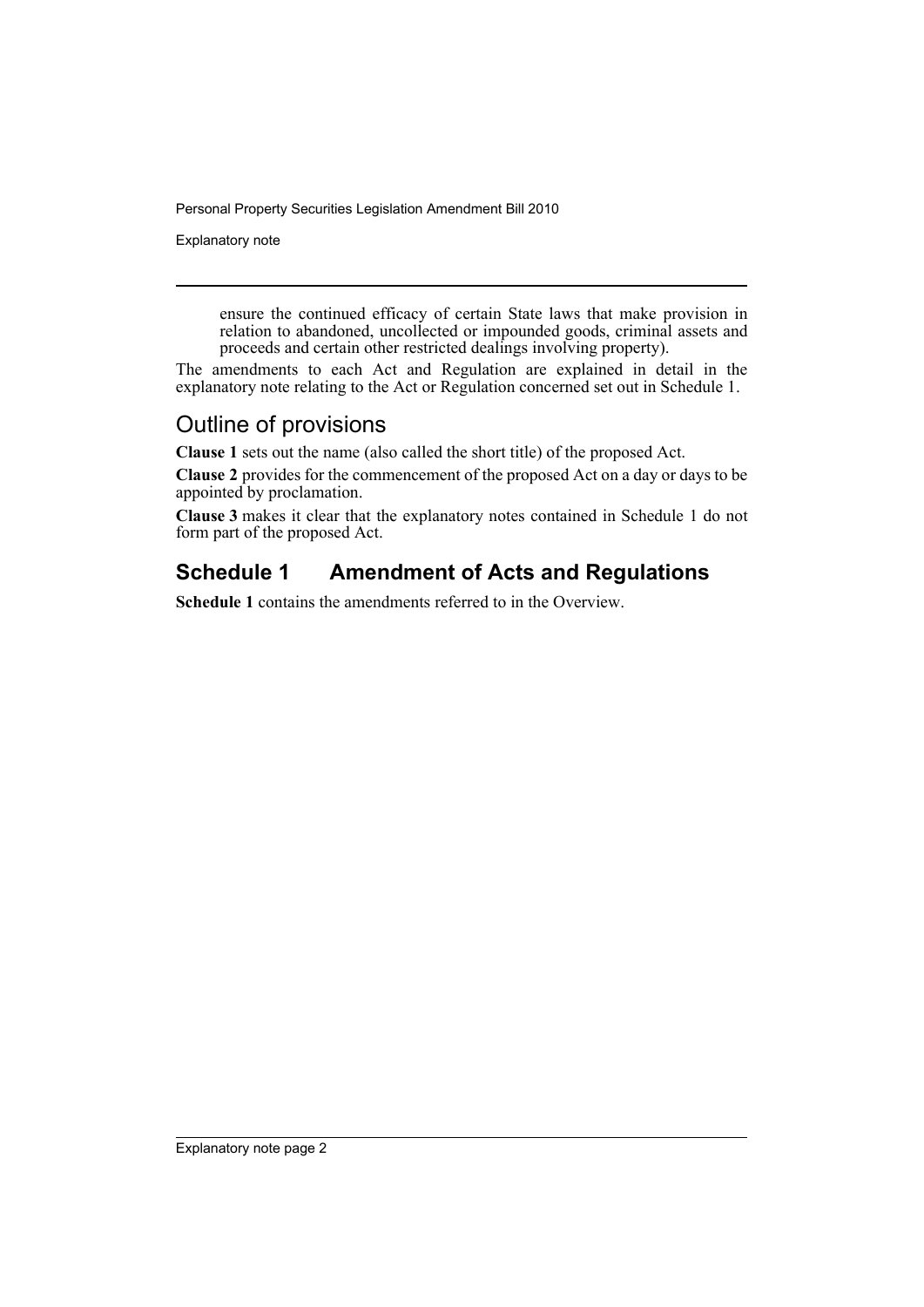ensure the continued efficacy of certain State laws that make provision in relation to abandoned, uncollected or impounded goods, criminal assets and proceeds and certain other restricted dealings involving property).

The amendments to each Act and Regulation are explained in detail in the explanatory note relating to the Act or Regulation concerned set out in Schedule 1.

## Outline of provisions

**Clause 1** sets out the name (also called the short title) of the proposed Act.

**Clause 2** provides for the commencement of the proposed Act on a day or days to be appointed by proclamation.

**Clause 3** makes it clear that the explanatory notes contained in Schedule 1 do not form part of the proposed Act.

## Schedule 1 Amendment of Acts and Regulations

**Schedule 1** contains the amendments referred to in the Overview.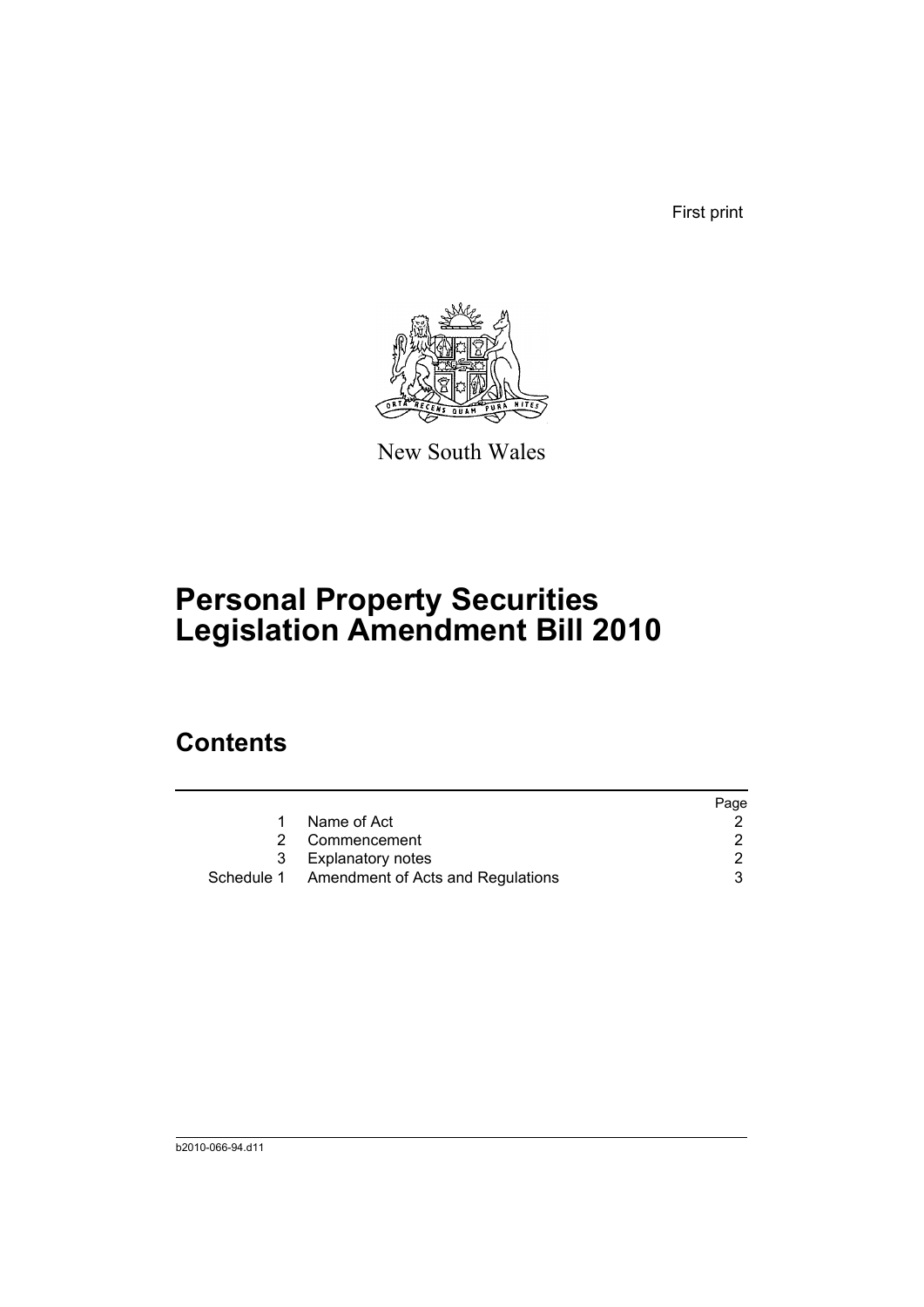First print

New South Wales

# Personal Property Securities Legislation Amendment Bill 2010

## Contents

| | | Page |
|---|---|---|
| 1 | Name of Act | 2 |
| 2 | Commencement | 2 |
| 3 | Explanatory notes | 2 |
| Schedule 1 | Amendment of Acts and Regulations | 3 |

b2010-066-94.d11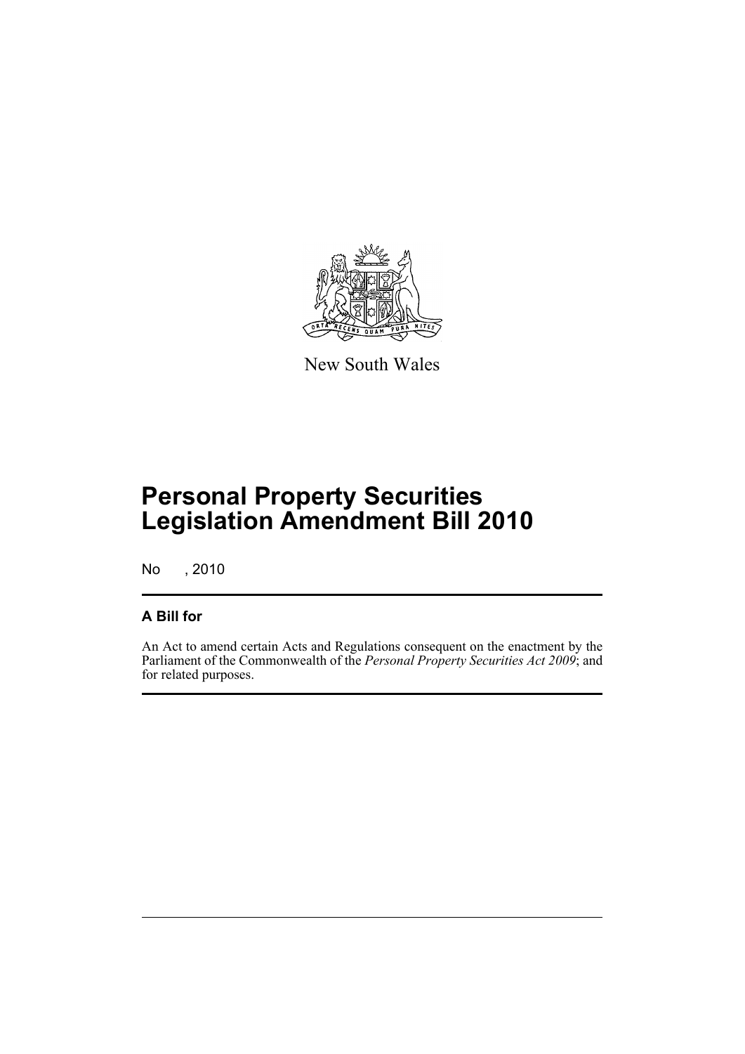New South Wales

# Personal Property Securities Legislation Amendment Bill 2010

No , 2010

## A Bill for

An Act to amend certain Acts and Regulations consequent on the enactment by the Parliament of the Commonwealth of the *Personal Property Securities Act 2009*; and for related purposes.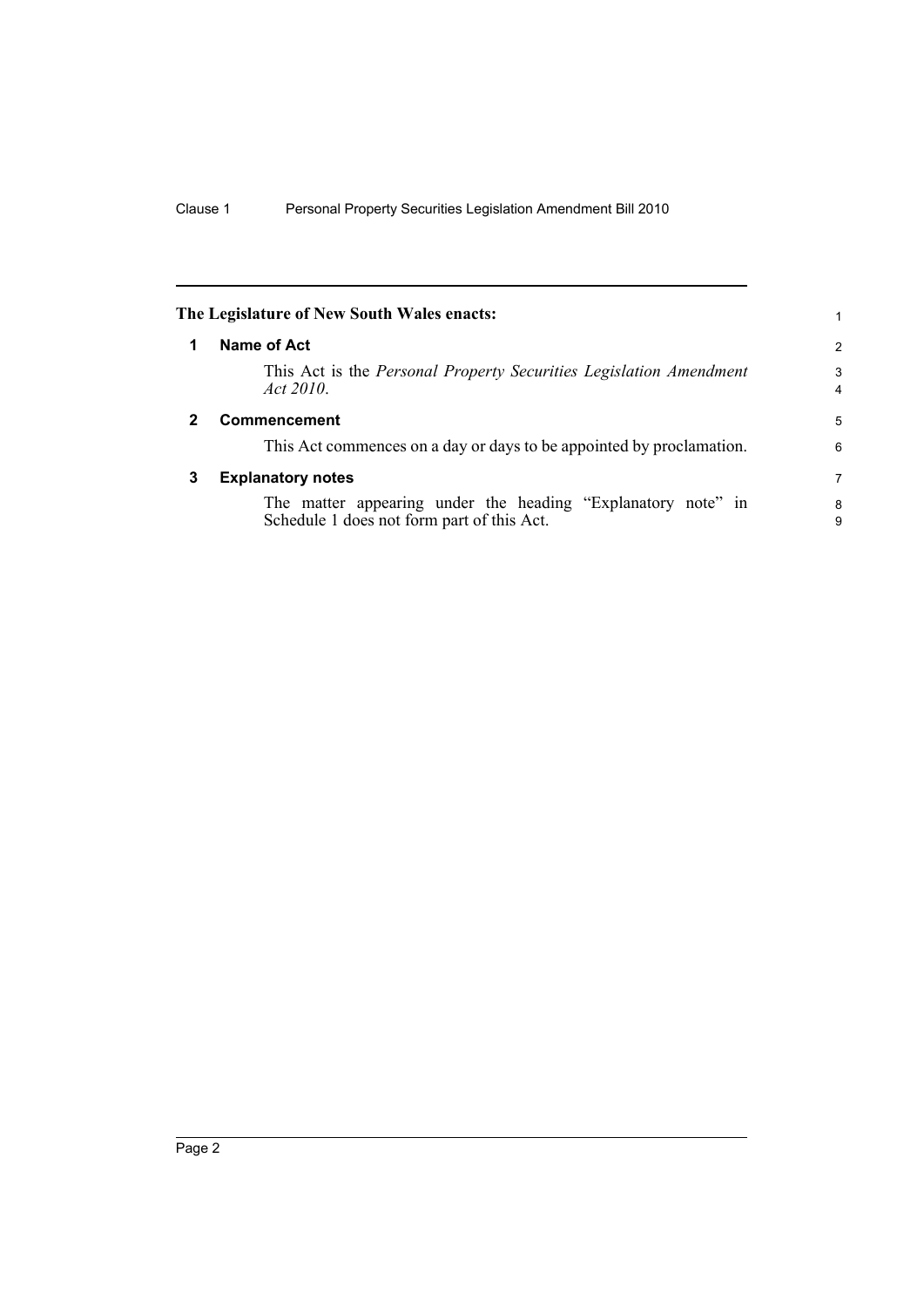**The Legislature of New South Wales enacts:**

## 1 Name of Act

This Act is the *Personal Property Securities Legislation Amendment Act 2010*.

## 2 Commencement

This Act commences on a day or days to be appointed by proclamation.

## 3 Explanatory notes

The matter appearing under the heading "Explanatory note" in Schedule 1 does not form part of this Act.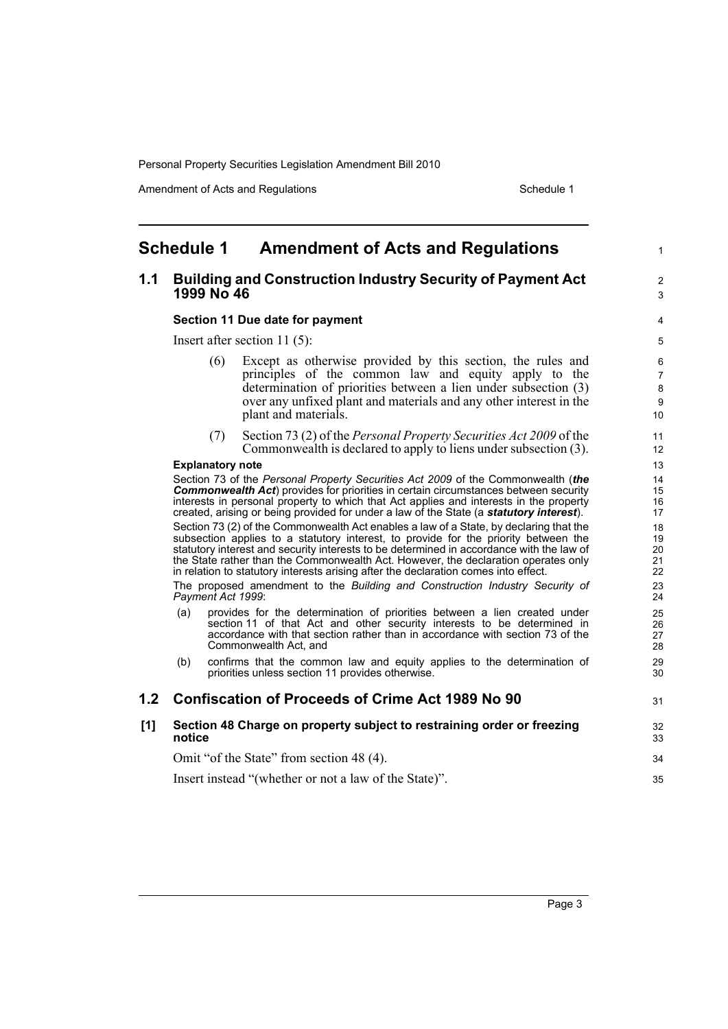## Schedule 1 Amendment of Acts and Regulations

### 1.1 Building and Construction Industry Security of Payment Act 1999 No 46

**Section 11 Due date for payment**

Insert after section 11 (5):

(6) Except as otherwise provided by this section, the rules and principles of the common law and equity apply to the determination of priorities between a lien under subsection (3) over any unfixed plant and materials and any other interest in the plant and materials.

(7) Section 73 (2) of the *Personal Property Securities Act 2009* of the Commonwealth is declared to apply to liens under subsection (3).

**Explanatory note**

Section 73 of the *Personal Property Securities Act 2009* of the Commonwealth (***the Commonwealth Act***) provides for priorities in certain circumstances between security interests in personal property to which that Act applies and interests in the property created, arising or being provided for under a law of the State (a ***statutory interest***).

Section 73 (2) of the Commonwealth Act enables a law of a State, by declaring that the subsection applies to a statutory interest, to provide for the priority between the statutory interest and security interests to be determined in accordance with the law of the State rather than the Commonwealth Act. However, the declaration operates only in relation to statutory interests arising after the declaration comes into effect.

The proposed amendment to the *Building and Construction Industry Security of Payment Act 1999*:

(a) provides for the determination of priorities between a lien created under section 11 of that Act and other security interests to be determined in accordance with that section rather than in accordance with section 73 of the Commonwealth Act, and

(b) confirms that the common law and equity applies to the determination of priorities unless section 11 provides otherwise.

### 1.2 Confiscation of Proceeds of Crime Act 1989 No 90

**[1] Section 48 Charge on property subject to restraining order or freezing notice**

Omit "of the State" from section 48 (4).

Insert instead "(whether or not a law of the State)".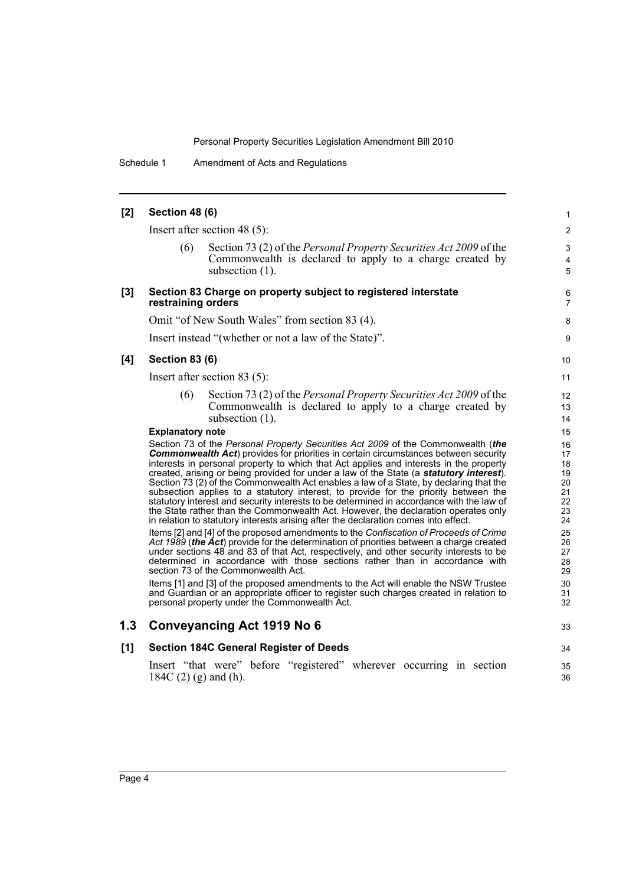**[2] Section 48 (6)**

Insert after section 48 (5):

(6) Section 73 (2) of the *Personal Property Securities Act 2009* of the Commonwealth is declared to apply to a charge created by subsection (1).

**[3] Section 83 Charge on property subject to registered interstate restraining orders**

Omit "of New South Wales" from section 83 (4).

Insert instead "(whether or not a law of the State)".

**[4] Section 83 (6)**

Insert after section 83 (5):

(6) Section 73 (2) of the *Personal Property Securities Act 2009* of the Commonwealth is declared to apply to a charge created by subsection (1).

**Explanatory note**

Section 73 of the *Personal Property Securities Act 2009* of the Commonwealth (***the Commonwealth Act***) provides for priorities in certain circumstances between security interests in personal property to which that Act applies and interests in the property created, arising or being provided for under a law of the State (a ***statutory interest***). Section 73 (2) of the Commonwealth Act enables a law of a State, by declaring that the subsection applies to a statutory interest, to provide for the priority between the statutory interest and security interests to be determined in accordance with the law of the State rather than the Commonwealth Act. However, the declaration operates only in relation to statutory interests arising after the declaration comes into effect.

Items [2] and [4] of the proposed amendments to the *Confiscation of Proceeds of Crime Act 1989* (***the Act***) provide for the determination of priorities between a charge created under sections 48 and 83 of that Act, respectively, and other security interests to be determined in accordance with those sections rather than in accordance with section 73 of the Commonwealth Act.

Items [1] and [3] of the proposed amendments to the Act will enable the NSW Trustee and Guardian or an appropriate officer to register such charges created in relation to personal property under the Commonwealth Act.

## 1.3 Conveyancing Act 1919 No 6

**[1] Section 184C General Register of Deeds**

Insert "that were" before "registered" wherever occurring in section 184C (2) (g) and (h).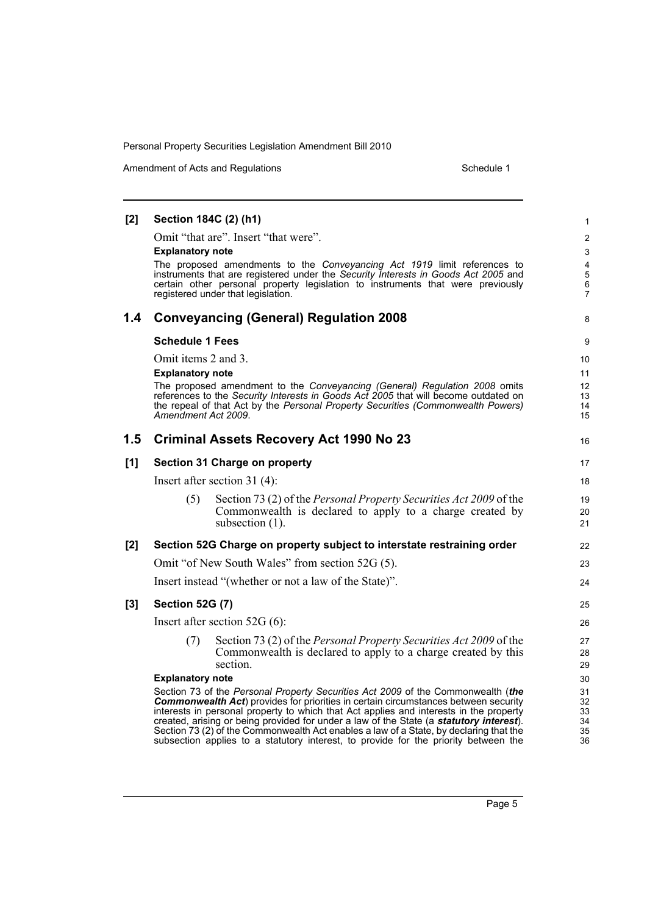**[2] Section 184C (2) (h1)**

Omit "that are". Insert "that were".

**Explanatory note**

The proposed amendments to the *Conveyancing Act 1919* limit references to instruments that are registered under the *Security Interests in Goods Act 2005* and certain other personal property legislation to instruments that were previously registered under that legislation.

## 1.4 Conveyancing (General) Regulation 2008

**Schedule 1 Fees**

Omit items 2 and 3.

**Explanatory note**

The proposed amendment to the *Conveyancing (General) Regulation 2008* omits references to the *Security Interests in Goods Act 2005* that will become outdated on the repeal of that Act by the *Personal Property Securities (Commonwealth Powers) Amendment Act 2009*.

## 1.5 Criminal Assets Recovery Act 1990 No 23

**[1] Section 31 Charge on property**

Insert after section 31 (4):

(5) Section 73 (2) of the *Personal Property Securities Act 2009* of the Commonwealth is declared to apply to a charge created by subsection (1).

**[2] Section 52G Charge on property subject to interstate restraining order**

Omit "of New South Wales" from section 52G (5).

Insert instead "(whether or not a law of the State)".

**[3] Section 52G (7)**

Insert after section 52G (6):

(7) Section 73 (2) of the *Personal Property Securities Act 2009* of the Commonwealth is declared to apply to a charge created by this section.

**Explanatory note**

Section 73 of the *Personal Property Securities Act 2009* of the Commonwealth (***the Commonwealth Act***) provides for priorities in certain circumstances between security interests in personal property to which that Act applies and interests in the property created, arising or being provided for under a law of the State (a ***statutory interest***). Section 73 (2) of the Commonwealth Act enables a law of a State, by declaring that the subsection applies to a statutory interest, to provide for the priority between the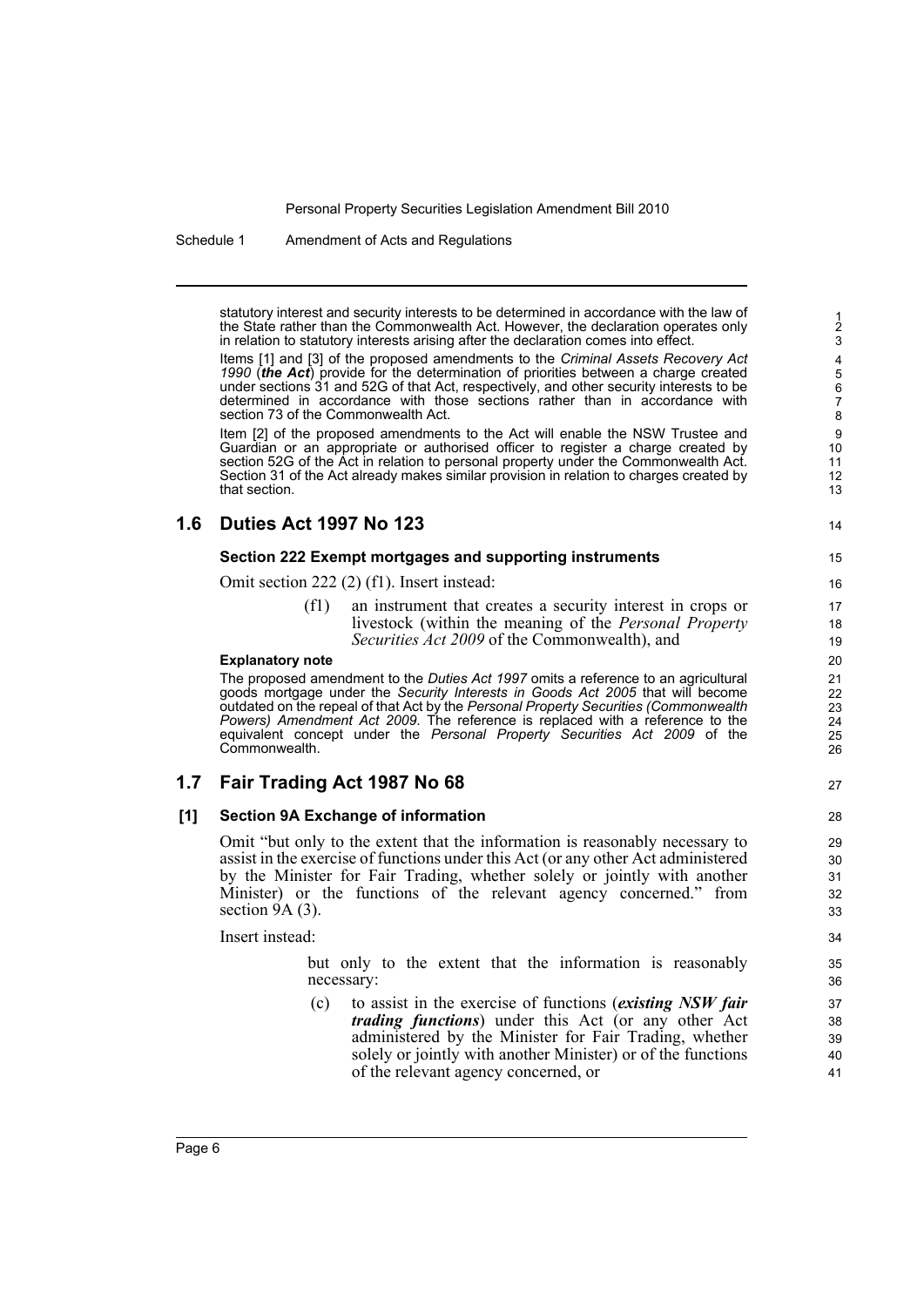statutory interest and security interests to be determined in accordance with the law of the State rather than the Commonwealth Act. However, the declaration operates only in relation to statutory interests arising after the declaration comes into effect.

Items [1] and [3] of the proposed amendments to the *Criminal Assets Recovery Act 1990* (***the Act***) provide for the determination of priorities between a charge created under sections 31 and 52G of that Act, respectively, and other security interests to be determined in accordance with those sections rather than in accordance with section 73 of the Commonwealth Act.

Item [2] of the proposed amendments to the Act will enable the NSW Trustee and Guardian or an appropriate or authorised officer to register a charge created by section 52G of the Act in relation to personal property under the Commonwealth Act. Section 31 of the Act already makes similar provision in relation to charges created by that section.

## 1.6 Duties Act 1997 No 123

### Section 222 Exempt mortgages and supporting instruments

Omit section 222 (2) (f1). Insert instead:

> (f1) an instrument that creates a security interest in crops or livestock (within the meaning of the *Personal Property Securities Act 2009* of the Commonwealth), and

**Explanatory note**

The proposed amendment to the *Duties Act 1997* omits a reference to an agricultural goods mortgage under the *Security Interests in Goods Act 2005* that will become outdated on the repeal of that Act by the *Personal Property Securities (Commonwealth Powers) Amendment Act 2009*. The reference is replaced with a reference to the equivalent concept under the *Personal Property Securities Act 2009* of the Commonwealth.

## 1.7 Fair Trading Act 1987 No 68

### [1] Section 9A Exchange of information

Omit "but only to the extent that the information is reasonably necessary to assist in the exercise of functions under this Act (or any other Act administered by the Minister for Fair Trading, whether solely or jointly with another Minister) or the functions of the relevant agency concerned." from section 9A (3).

Insert instead:

> but only to the extent that the information is reasonably necessary:
>
> (c) to assist in the exercise of functions (***existing NSW fair trading functions***) under this Act (or any other Act administered by the Minister for Fair Trading, whether solely or jointly with another Minister) or of the functions of the relevant agency concerned, or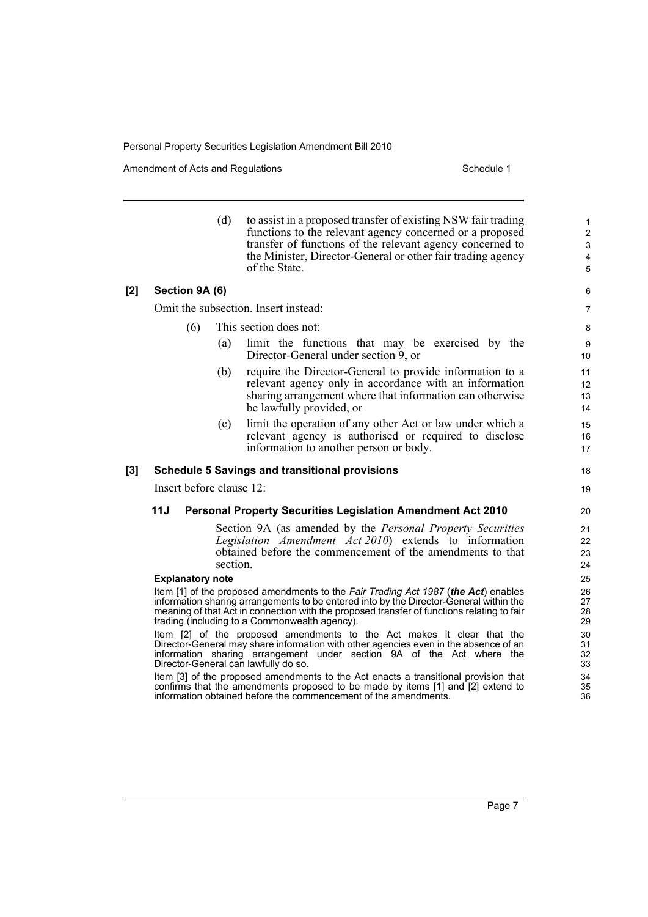(d) to assist in a proposed transfer of existing NSW fair trading functions to the relevant agency concerned or a proposed transfer of functions of the relevant agency concerned to the Minister, Director-General or other fair trading agency of the State.

**[2] Section 9A (6)**

Omit the subsection. Insert instead:

(6) This section does not:

(a) limit the functions that may be exercised by the Director-General under section 9, or

(b) require the Director-General to provide information to a relevant agency only in accordance with an information sharing arrangement where that information can otherwise be lawfully provided, or

(c) limit the operation of any other Act or law under which a relevant agency is authorised or required to disclose information to another person or body.

**[3] Schedule 5 Savings and transitional provisions**

Insert before clause 12:

**11J Personal Property Securities Legislation Amendment Act 2010**

Section 9A (as amended by the *Personal Property Securities Legislation Amendment Act 2010*) extends to information obtained before the commencement of the amendments to that section.

**Explanatory note**

Item [1] of the proposed amendments to the *Fair Trading Act 1987* (***the Act***) enables information sharing arrangements to be entered into by the Director-General within the meaning of that Act in connection with the proposed transfer of functions relating to fair trading (including to a Commonwealth agency).

Item [2] of the proposed amendments to the Act makes it clear that the Director-General may share information with other agencies even in the absence of an information sharing arrangement under section 9A of the Act where the Director-General can lawfully do so.

Item [3] of the proposed amendments to the Act enacts a transitional provision that confirms that the amendments proposed to be made by items [1] and [2] extend to information obtained before the commencement of the amendments.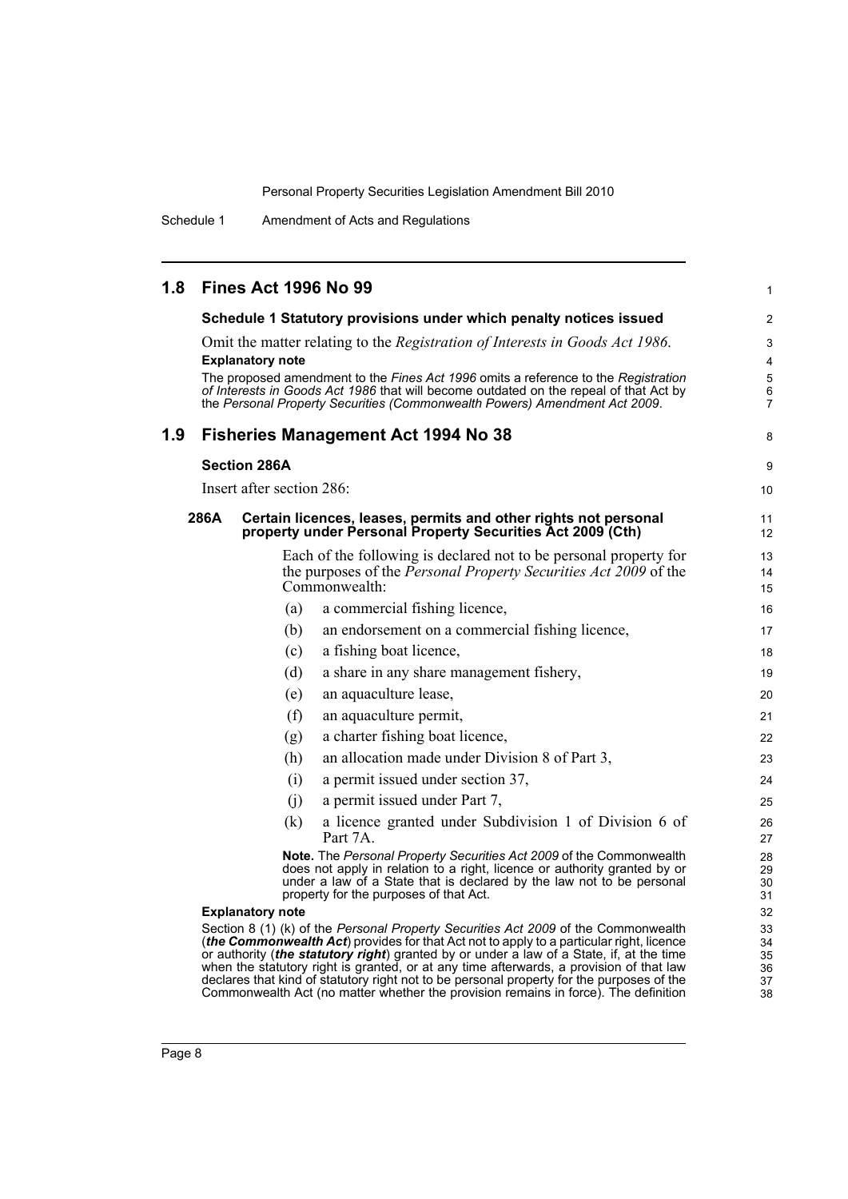## 1.8 Fines Act 1996 No 99

### Schedule 1 Statutory provisions under which penalty notices issued

Omit the matter relating to the *Registration of Interests in Goods Act 1986*.

**Explanatory note**

The proposed amendment to the *Fines Act 1996* omits a reference to the *Registration of Interests in Goods Act 1986* that will become outdated on the repeal of that Act by the *Personal Property Securities (Commonwealth Powers) Amendment Act 2009*.

## 1.9 Fisheries Management Act 1994 No 38

### Section 286A

Insert after section 286:

#### 286A Certain licences, leases, permits and other rights not personal property under Personal Property Securities Act 2009 (Cth)

Each of the following is declared not to be personal property for the purposes of the *Personal Property Securities Act 2009* of the Commonwealth:

(a) a commercial fishing licence,

(b) an endorsement on a commercial fishing licence,

(c) a fishing boat licence,

(d) a share in any share management fishery,

(e) an aquaculture lease,

(f) an aquaculture permit,

(g) a charter fishing boat licence,

(h) an allocation made under Division 8 of Part 3,

(i) a permit issued under section 37,

(j) a permit issued under Part 7,

(k) a licence granted under Subdivision 1 of Division 6 of Part 7A.

**Note.** The *Personal Property Securities Act 2009* of the Commonwealth does not apply in relation to a right, licence or authority granted by or under a law of a State that is declared by the law not to be personal property for the purposes of that Act.

**Explanatory note**

Section 8 (1) (k) of the *Personal Property Securities Act 2009* of the Commonwealth (***the Commonwealth Act***) provides for that Act not to apply to a particular right, licence or authority (***the statutory right***) granted by or under a law of a State, if, at the time when the statutory right is granted, or at any time afterwards, a provision of that law declares that kind of statutory right not to be personal property for the purposes of the Commonwealth Act (no matter whether the provision remains in force). The definition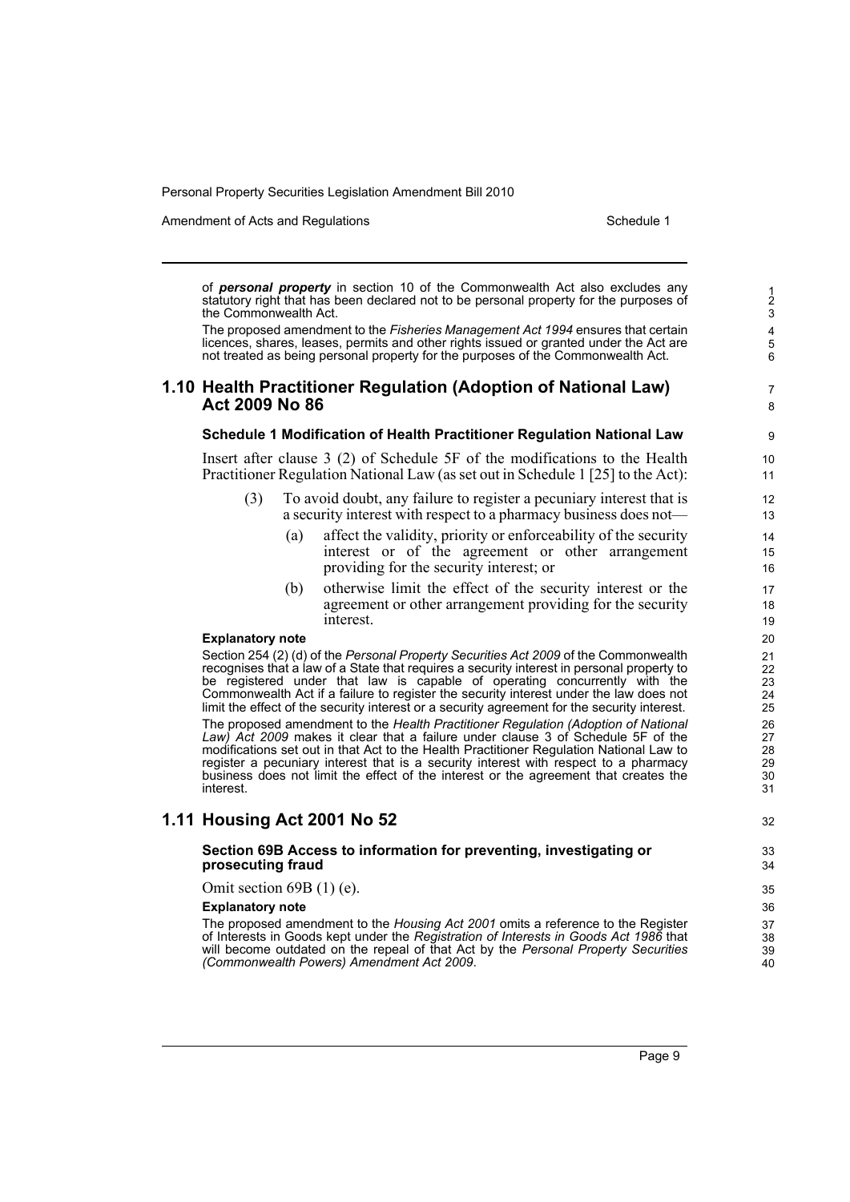of ***personal property*** in section 10 of the Commonwealth Act also excludes any statutory right that has been declared not to be personal property for the purposes of the Commonwealth Act.

The proposed amendment to the *Fisheries Management Act 1994* ensures that certain licences, shares, leases, permits and other rights issued or granted under the Act are not treated as being personal property for the purposes of the Commonwealth Act.

## 1.10 Health Practitioner Regulation (Adoption of National Law) Act 2009 No 86

### Schedule 1 Modification of Health Practitioner Regulation National Law

Insert after clause 3 (2) of Schedule 5F of the modifications to the Health Practitioner Regulation National Law (as set out in Schedule 1 [25] to the Act):

(3) To avoid doubt, any failure to register a pecuniary interest that is a security interest with respect to a pharmacy business does not—

(a) affect the validity, priority or enforceability of the security interest or of the agreement or other arrangement providing for the security interest; or

(b) otherwise limit the effect of the security interest or the agreement or other arrangement providing for the security interest.

**Explanatory note**

Section 254 (2) (d) of the *Personal Property Securities Act 2009* of the Commonwealth recognises that a law of a State that requires a security interest in personal property to be registered under that law is capable of operating concurrently with the Commonwealth Act if a failure to register the security interest under the law does not limit the effect of the security interest or a security agreement for the security interest.

The proposed amendment to the *Health Practitioner Regulation (Adoption of National Law) Act 2009* makes it clear that a failure under clause 3 of Schedule 5F of the modifications set out in that Act to the Health Practitioner Regulation National Law to register a pecuniary interest that is a security interest with respect to a pharmacy business does not limit the effect of the interest or the agreement that creates the interest.

## 1.11 Housing Act 2001 No 52

### Section 69B Access to information for preventing, investigating or prosecuting fraud

Omit section 69B (1) (e).

**Explanatory note**

The proposed amendment to the *Housing Act 2001* omits a reference to the Register of Interests in Goods kept under the *Registration of Interests in Goods Act 1986* that will become outdated on the repeal of that Act by the *Personal Property Securities (Commonwealth Powers) Amendment Act 2009*.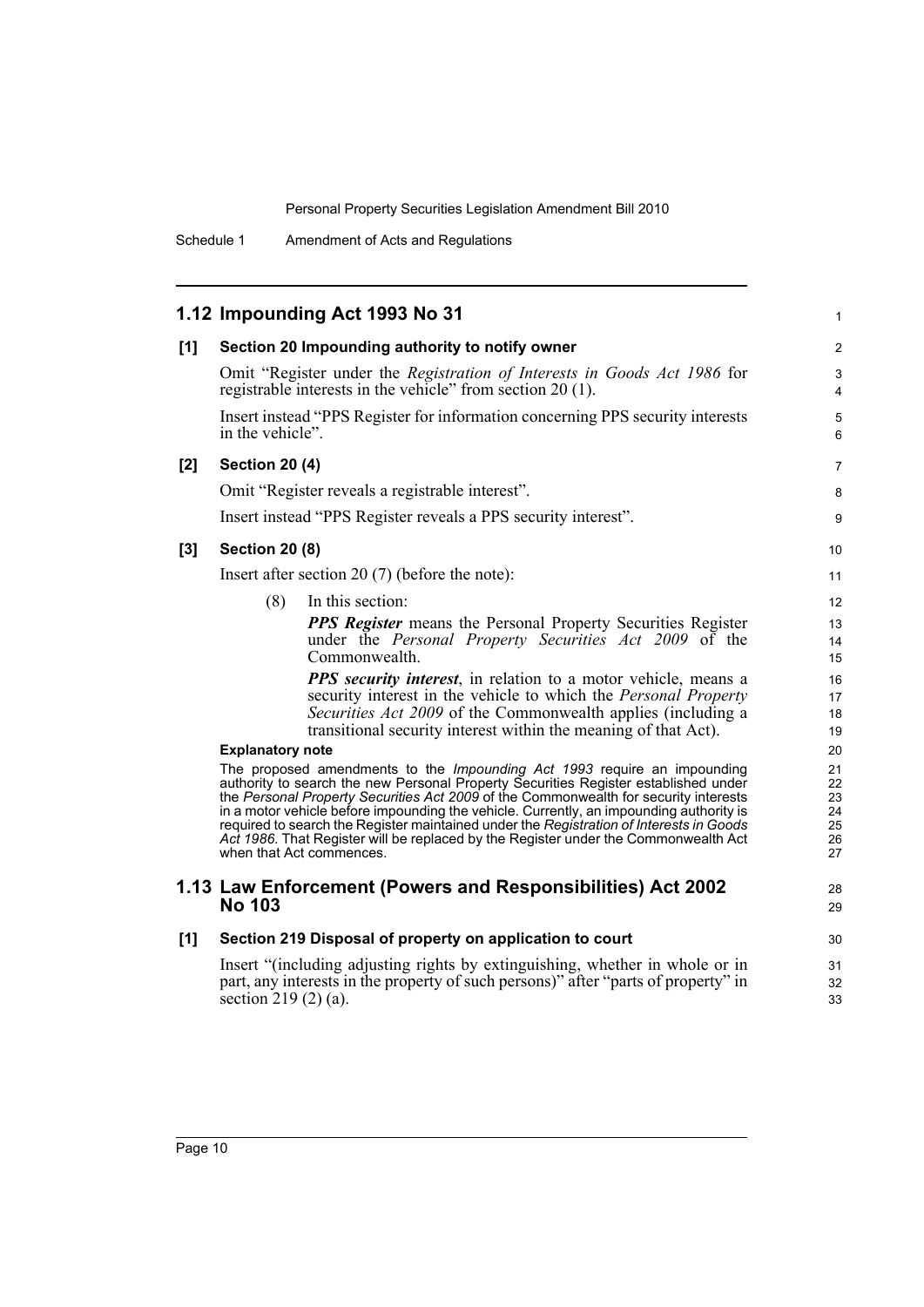## 1.12 Impounding Act 1993 No 31

**[1] Section 20 Impounding authority to notify owner**

Omit "Register under the *Registration of Interests in Goods Act 1986* for registrable interests in the vehicle" from section 20 (1).

Insert instead "PPS Register for information concerning PPS security interests in the vehicle".

**[2] Section 20 (4)**

Omit "Register reveals a registrable interest".

Insert instead "PPS Register reveals a PPS security interest".

**[3] Section 20 (8)**

Insert after section 20 (7) (before the note):

(8) In this section:

***PPS Register*** means the Personal Property Securities Register under the *Personal Property Securities Act 2009* of the Commonwealth.

***PPS security interest***, in relation to a motor vehicle, means a security interest in the vehicle to which the *Personal Property Securities Act 2009* of the Commonwealth applies (including a transitional security interest within the meaning of that Act).

**Explanatory note**

The proposed amendments to the *Impounding Act 1993* require an impounding authority to search the new Personal Property Securities Register established under the *Personal Property Securities Act 2009* of the Commonwealth for security interests in a motor vehicle before impounding the vehicle. Currently, an impounding authority is required to search the Register maintained under the *Registration of Interests in Goods Act 1986*. That Register will be replaced by the Register under the Commonwealth Act when that Act commences.

## 1.13 Law Enforcement (Powers and Responsibilities) Act 2002 No 103

**[1] Section 219 Disposal of property on application to court**

Insert "(including adjusting rights by extinguishing, whether in whole or in part, any interests in the property of such persons)" after "parts of property" in section 219 (2) (a).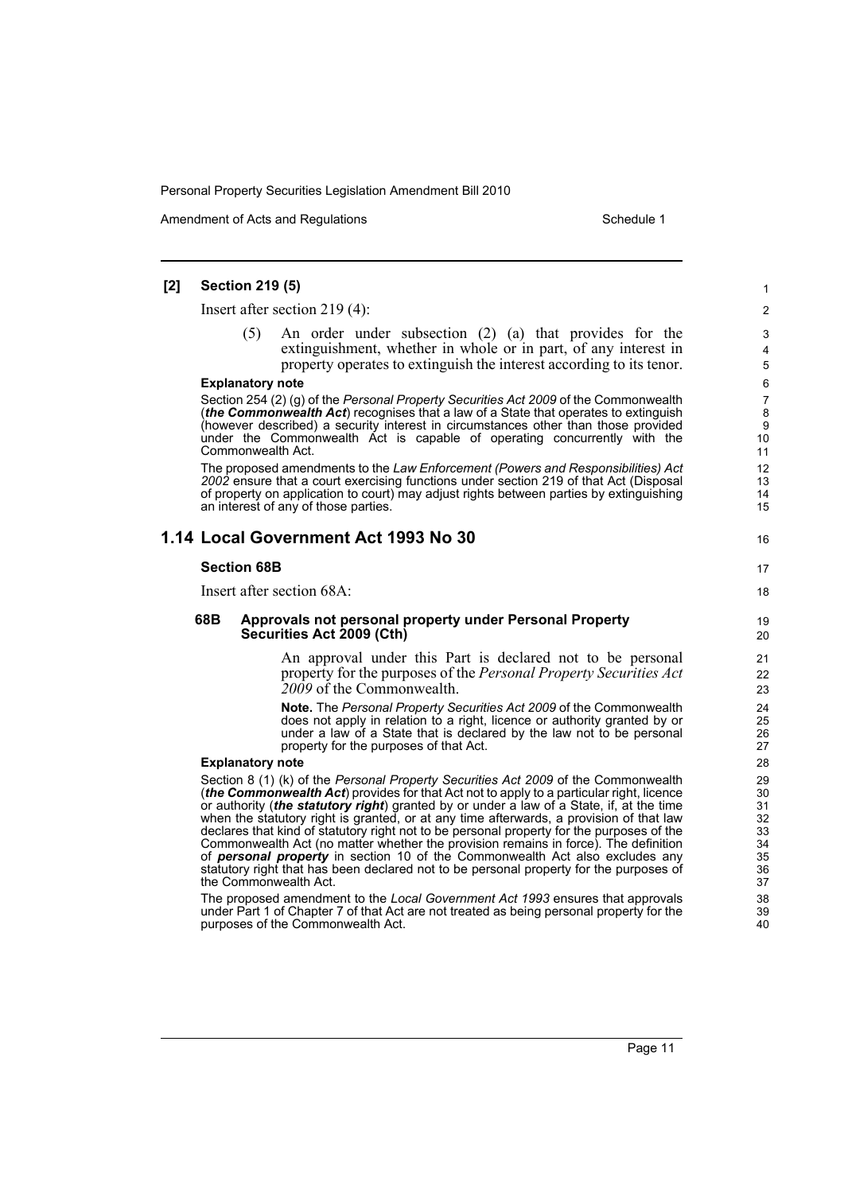**[2] Section 219 (5)**

Insert after section 219 (4):

> (5) An order under subsection (2) (a) that provides for the extinguishment, whether in whole or in part, of any interest in property operates to extinguish the interest according to its tenor.

**Explanatory note**

Section 254 (2) (g) of the *Personal Property Securities Act 2009* of the Commonwealth (***the Commonwealth Act***) recognises that a law of a State that operates to extinguish (however described) a security interest in circumstances other than those provided under the Commonwealth Act is capable of operating concurrently with the Commonwealth Act.

The proposed amendments to the *Law Enforcement (Powers and Responsibilities) Act 2002* ensure that a court exercising functions under section 219 of that Act (Disposal of property on application to court) may adjust rights between parties by extinguishing an interest of any of those parties.

## 1.14 Local Government Act 1993 No 30

### Section 68B

Insert after section 68A:

#### 68B Approvals not personal property under Personal Property Securities Act 2009 (Cth)

An approval under this Part is declared not to be personal property for the purposes of the *Personal Property Securities Act 2009* of the Commonwealth.

**Note.** The *Personal Property Securities Act 2009* of the Commonwealth does not apply in relation to a right, licence or authority granted by or under a law of a State that is declared by the law not to be personal property for the purposes of that Act.

**Explanatory note**

Section 8 (1) (k) of the *Personal Property Securities Act 2009* of the Commonwealth (***the Commonwealth Act***) provides for that Act not to apply to a particular right, licence or authority (***the statutory right***) granted by or under a law of a State, if, at the time when the statutory right is granted, or at any time afterwards, a provision of that law declares that kind of statutory right not to be personal property for the purposes of the Commonwealth Act (no matter whether the provision remains in force). The definition of ***personal property*** in section 10 of the Commonwealth Act also excludes any statutory right that has been declared not to be personal property for the purposes of the Commonwealth Act.

The proposed amendment to the *Local Government Act 1993* ensures that approvals under Part 1 of Chapter 7 of that Act are not treated as being personal property for the purposes of the Commonwealth Act.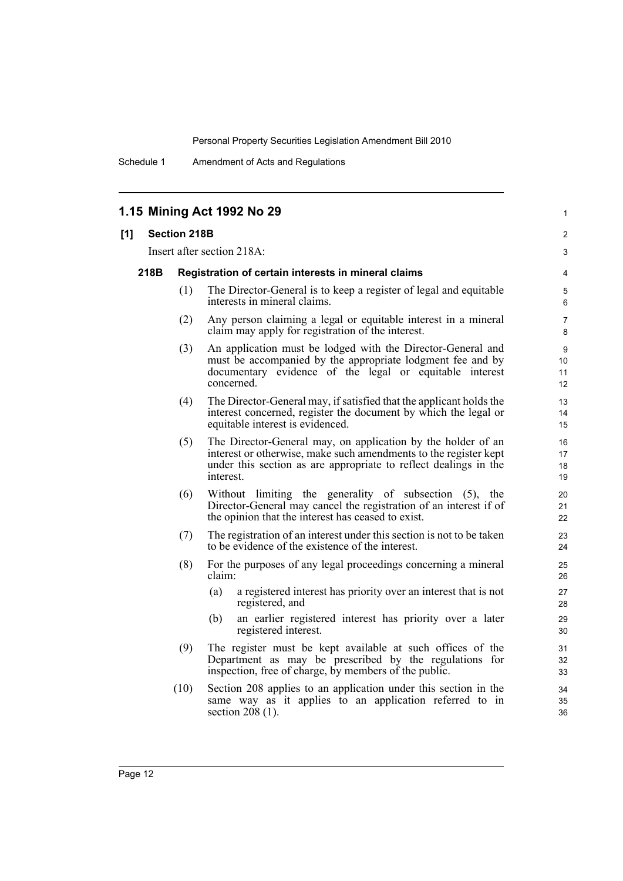## 1.15 Mining Act 1992 No 29

**[1] Section 218B**

Insert after section 218A:

**218B Registration of certain interests in mineral claims**

(1) The Director-General is to keep a register of legal and equitable interests in mineral claims.

(2) Any person claiming a legal or equitable interest in a mineral claim may apply for registration of the interest.

(3) An application must be lodged with the Director-General and must be accompanied by the appropriate lodgment fee and by documentary evidence of the legal or equitable interest concerned.

(4) The Director-General may, if satisfied that the applicant holds the interest concerned, register the document by which the legal or equitable interest is evidenced.

(5) The Director-General may, on application by the holder of an interest or otherwise, make such amendments to the register kept under this section as are appropriate to reflect dealings in the interest.

(6) Without limiting the generality of subsection (5), the Director-General may cancel the registration of an interest if of the opinion that the interest has ceased to exist.

(7) The registration of an interest under this section is not to be taken to be evidence of the existence of the interest.

(8) For the purposes of any legal proceedings concerning a mineral claim:

- (a) a registered interest has priority over an interest that is not registered, and
- (b) an earlier registered interest has priority over a later registered interest.

(9) The register must be kept available at such offices of the Department as may be prescribed by the regulations for inspection, free of charge, by members of the public.

(10) Section 208 applies to an application under this section in the same way as it applies to an application referred to in section 208 (1).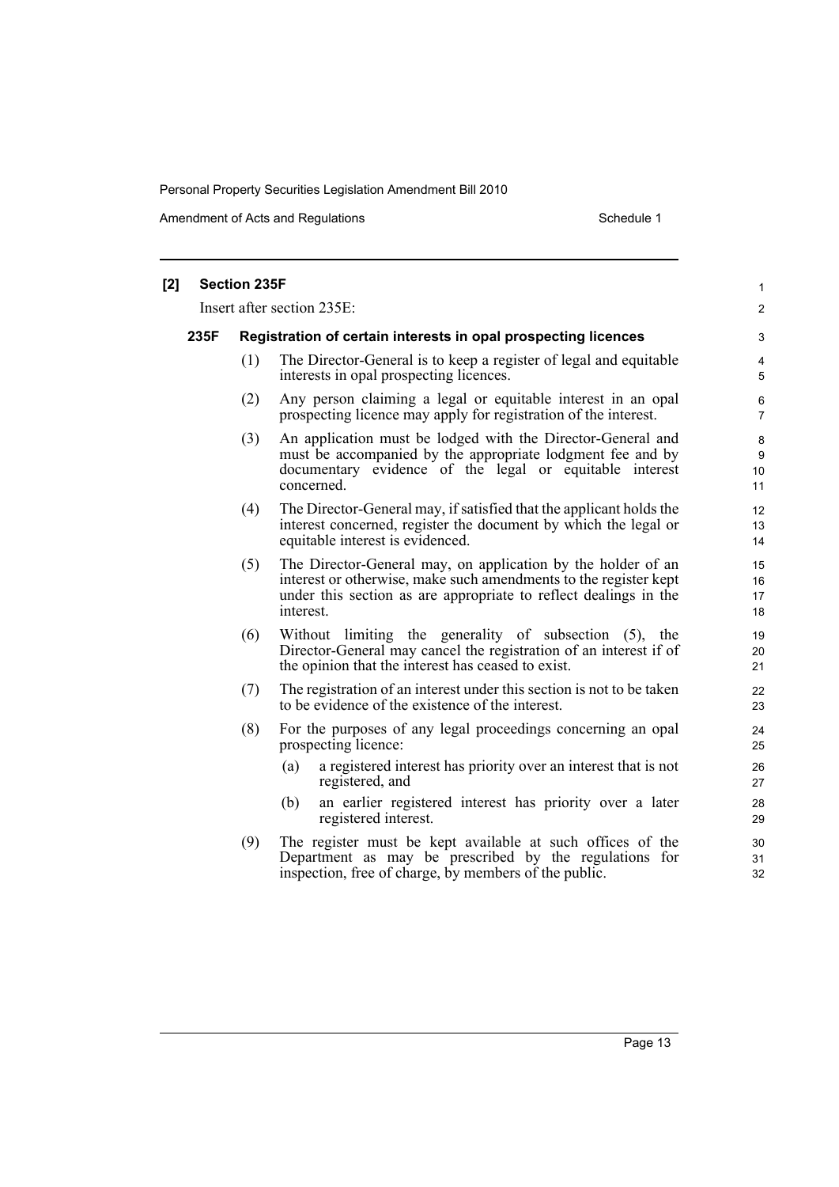**[2] Section 235F**

Insert after section 235E:

**235F Registration of certain interests in opal prospecting licences**

(1) The Director-General is to keep a register of legal and equitable interests in opal prospecting licences.

(2) Any person claiming a legal or equitable interest in an opal prospecting licence may apply for registration of the interest.

(3) An application must be lodged with the Director-General and must be accompanied by the appropriate lodgment fee and by documentary evidence of the legal or equitable interest concerned.

(4) The Director-General may, if satisfied that the applicant holds the interest concerned, register the document by which the legal or equitable interest is evidenced.

(5) The Director-General may, on application by the holder of an interest or otherwise, make such amendments to the register kept under this section as are appropriate to reflect dealings in the interest.

(6) Without limiting the generality of subsection (5), the Director-General may cancel the registration of an interest if of the opinion that the interest has ceased to exist.

(7) The registration of an interest under this section is not to be taken to be evidence of the existence of the interest.

(8) For the purposes of any legal proceedings concerning an opal prospecting licence:

(a) a registered interest has priority over an interest that is not registered, and

(b) an earlier registered interest has priority over a later registered interest.

(9) The register must be kept available at such offices of the Department as may be prescribed by the regulations for inspection, free of charge, by members of the public.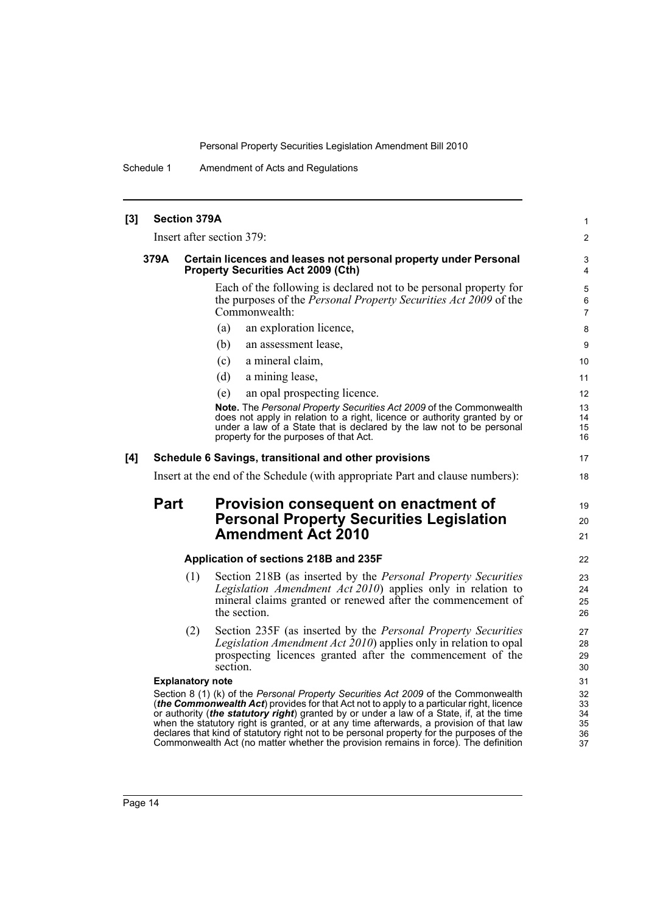**[3] Section 379A**

Insert after section 379:

**379A Certain licences and leases not personal property under Personal Property Securities Act 2009 (Cth)**

Each of the following is declared not to be personal property for the purposes of the *Personal Property Securities Act 2009* of the Commonwealth:

(a) an exploration licence,

(b) an assessment lease,

(c) a mineral claim,

(d) a mining lease,

(e) an opal prospecting licence.

**Note.** The *Personal Property Securities Act 2009* of the Commonwealth does not apply in relation to a right, licence or authority granted by or under a law of a State that is declared by the law not to be personal property for the purposes of that Act.

**[4] Schedule 6 Savings, transitional and other provisions**

Insert at the end of the Schedule (with appropriate Part and clause numbers):

## Part Provision consequent on enactment of Personal Property Securities Legislation Amendment Act 2010

### Application of sections 218B and 235F

(1) Section 218B (as inserted by the *Personal Property Securities Legislation Amendment Act 2010*) applies only in relation to mineral claims granted or renewed after the commencement of the section.

(2) Section 235F (as inserted by the *Personal Property Securities Legislation Amendment Act 2010*) applies only in relation to opal prospecting licences granted after the commencement of the section.

**Explanatory note**

Section 8 (1) (k) of the *Personal Property Securities Act 2009* of the Commonwealth (***the Commonwealth Act***) provides for that Act not to apply to a particular right, licence or authority (***the statutory right***) granted by or under a law of a State, if, at the time when the statutory right is granted, or at any time afterwards, a provision of that law declares that kind of statutory right not to be personal property for the purposes of the Commonwealth Act (no matter whether the provision remains in force). The definition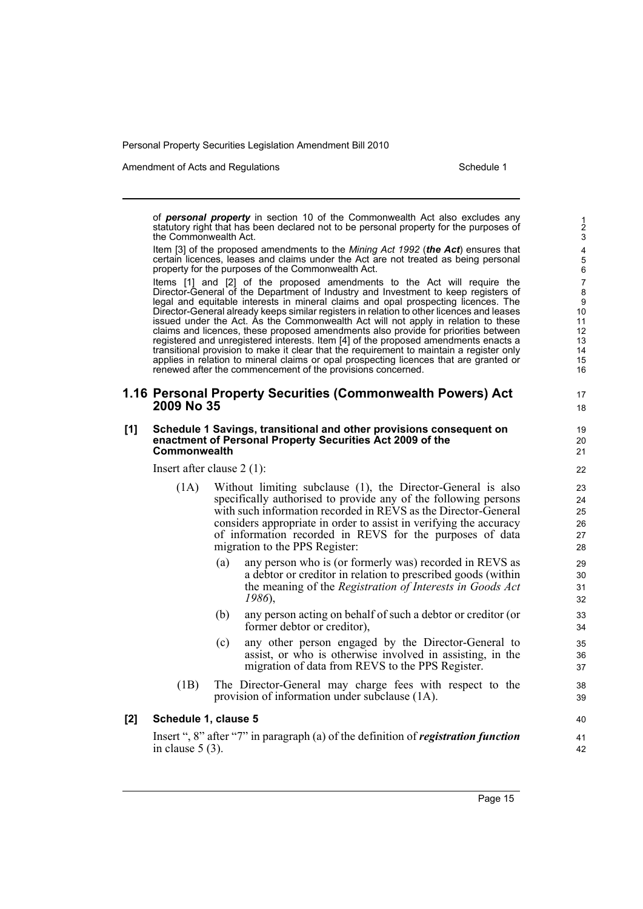of ***personal property*** in section 10 of the Commonwealth Act also excludes any statutory right that has been declared not to be personal property for the purposes of the Commonwealth Act.

Item [3] of the proposed amendments to the *Mining Act 1992* (***the Act***) ensures that certain licences, leases and claims under the Act are not treated as being personal property for the purposes of the Commonwealth Act.

Items [1] and [2] of the proposed amendments to the Act will require the Director-General of the Department of Industry and Investment to keep registers of legal and equitable interests in mineral claims and opal prospecting licences. The Director-General already keeps similar registers in relation to other licences and leases issued under the Act. As the Commonwealth Act will not apply in relation to these claims and licences, these proposed amendments also provide for priorities between registered and unregistered interests. Item [4] of the proposed amendments enacts a transitional provision to make it clear that the requirement to maintain a register only applies in relation to mineral claims or opal prospecting licences that are granted or renewed after the commencement of the provisions concerned.

## 1.16 Personal Property Securities (Commonwealth Powers) Act 2009 No 35

**[1] Schedule 1 Savings, transitional and other provisions consequent on enactment of Personal Property Securities Act 2009 of the Commonwealth**

Insert after clause 2 (1):

(1A) Without limiting subclause (1), the Director-General is also specifically authorised to provide any of the following persons with such information recorded in REVS as the Director-General considers appropriate in order to assist in verifying the accuracy of information recorded in REVS for the purposes of data migration to the PPS Register:

(a) any person who is (or formerly was) recorded in REVS as a debtor or creditor in relation to prescribed goods (within the meaning of the *Registration of Interests in Goods Act 1986*),

(b) any person acting on behalf of such a debtor or creditor (or former debtor or creditor),

(c) any other person engaged by the Director-General to assist, or who is otherwise involved in assisting, in the migration of data from REVS to the PPS Register.

(1B) The Director-General may charge fees with respect to the provision of information under subclause (1A).

**[2] Schedule 1, clause 5**

Insert ", 8" after "7" in paragraph (a) of the definition of ***registration function*** in clause 5 (3).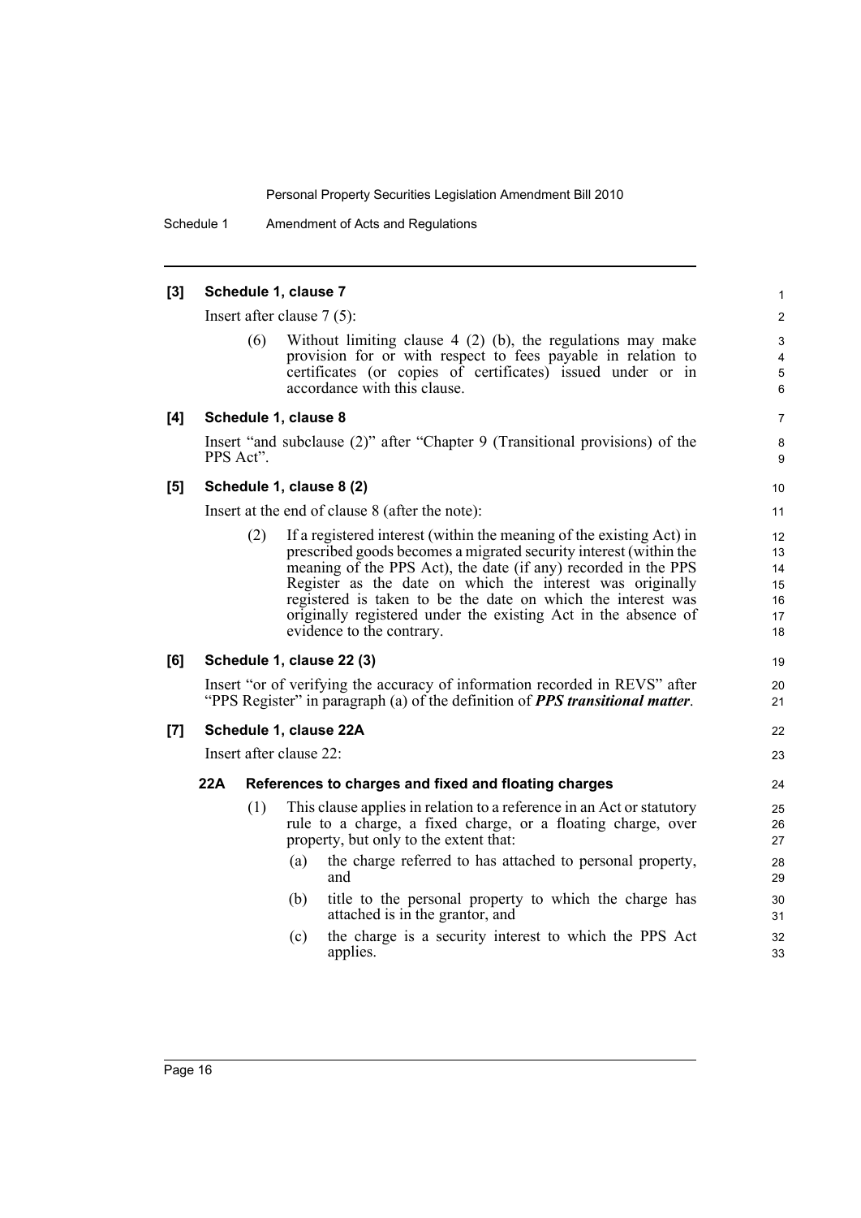**[3] Schedule 1, clause 7**

Insert after clause 7 (5):

(6) Without limiting clause 4 (2) (b), the regulations may make provision for or with respect to fees payable in relation to certificates (or copies of certificates) issued under or in accordance with this clause.

**[4] Schedule 1, clause 8**

Insert "and subclause (2)" after "Chapter 9 (Transitional provisions) of the PPS Act".

**[5] Schedule 1, clause 8 (2)**

Insert at the end of clause 8 (after the note):

(2) If a registered interest (within the meaning of the existing Act) in prescribed goods becomes a migrated security interest (within the meaning of the PPS Act), the date (if any) recorded in the PPS Register as the date on which the interest was originally registered is taken to be the date on which the interest was originally registered under the existing Act in the absence of evidence to the contrary.

**[6] Schedule 1, clause 22 (3)**

Insert "or of verifying the accuracy of information recorded in REVS" after "PPS Register" in paragraph (a) of the definition of ***PPS transitional matter***.

**[7] Schedule 1, clause 22A**

Insert after clause 22:

**22A References to charges and fixed and floating charges**

(1) This clause applies in relation to a reference in an Act or statutory rule to a charge, a fixed charge, or a floating charge, over property, but only to the extent that:

(a) the charge referred to has attached to personal property, and

(b) title to the personal property to which the charge has attached is in the grantor, and

(c) the charge is a security interest to which the PPS Act applies.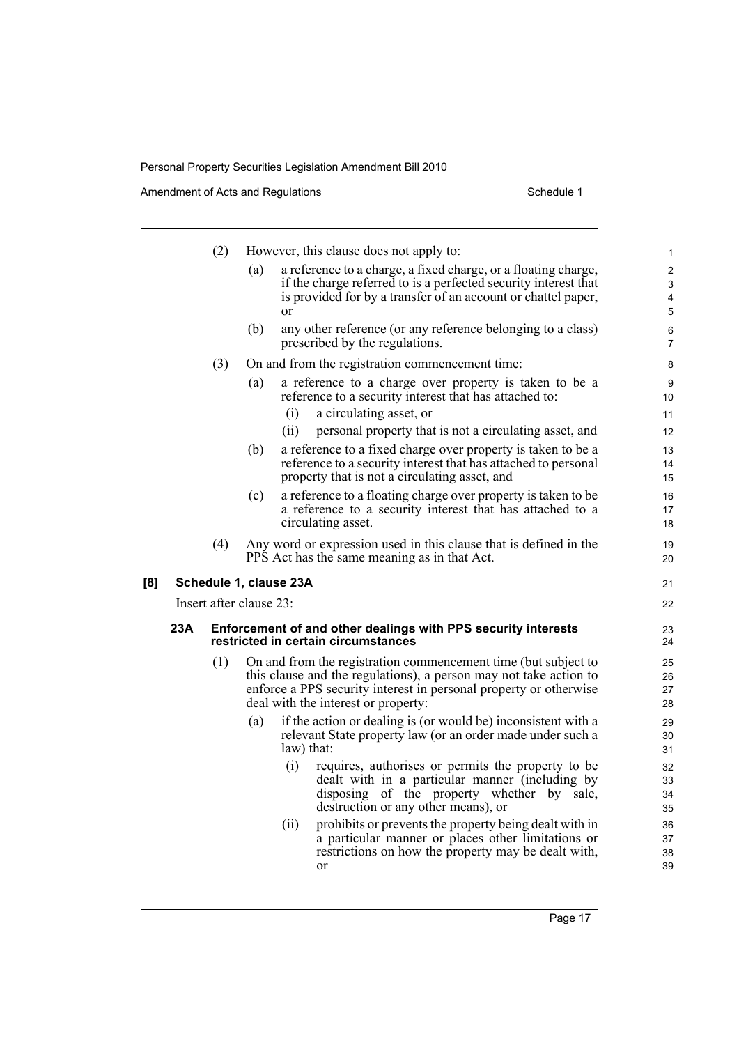(2) However, this clause does not apply to:

(a) a reference to a charge, a fixed charge, or a floating charge, if the charge referred to is a perfected security interest that is provided for by a transfer of an account or chattel paper, or

(b) any other reference (or any reference belonging to a class) prescribed by the regulations.

(3) On and from the registration commencement time:

(a) a reference to a charge over property is taken to be a reference to a security interest that has attached to:

(i) a circulating asset, or

(ii) personal property that is not a circulating asset, and

(b) a reference to a fixed charge over property is taken to be a reference to a security interest that has attached to personal property that is not a circulating asset, and

(c) a reference to a floating charge over property is taken to be a reference to a security interest that has attached to a circulating asset.

(4) Any word or expression used in this clause that is defined in the PPS Act has the same meaning as in that Act.

**[8] Schedule 1, clause 23A**

Insert after clause 23:

**23A Enforcement of and other dealings with PPS security interests restricted in certain circumstances**

(1) On and from the registration commencement time (but subject to this clause and the regulations), a person may not take action to enforce a PPS security interest in personal property or otherwise deal with the interest or property:

(a) if the action or dealing is (or would be) inconsistent with a relevant State property law (or an order made under such a law) that:

(i) requires, authorises or permits the property to be dealt with in a particular manner (including by disposing of the property whether by sale, destruction or any other means), or

(ii) prohibits or prevents the property being dealt with in a particular manner or places other limitations or restrictions on how the property may be dealt with, or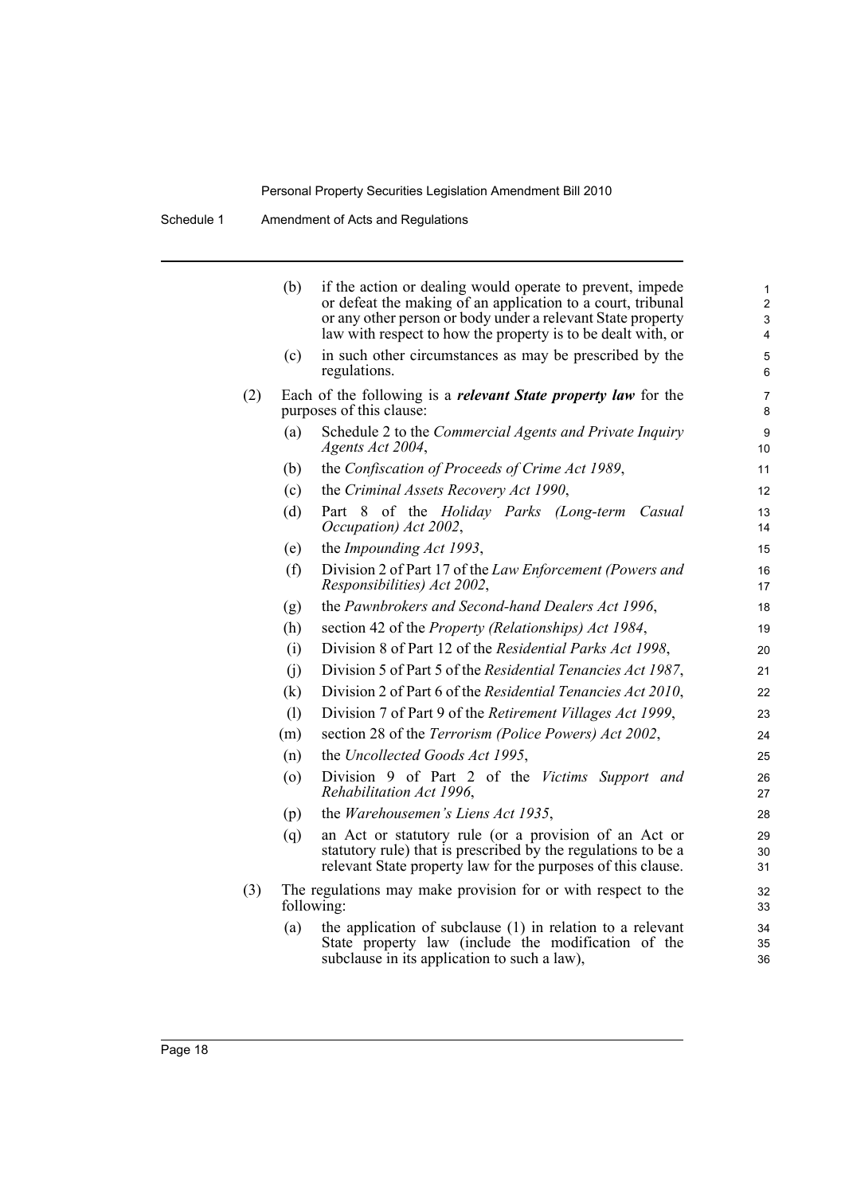(b) if the action or dealing would operate to prevent, impede or defeat the making of an application to a court, tribunal or any other person or body under a relevant State property law with respect to how the property is to be dealt with, or

(c) in such other circumstances as may be prescribed by the regulations.

(2) Each of the following is a ***relevant State property law*** for the purposes of this clause:

(a) Schedule 2 to the *Commercial Agents and Private Inquiry Agents Act 2004*,

(b) the *Confiscation of Proceeds of Crime Act 1989*,

(c) the *Criminal Assets Recovery Act 1990*,

(d) Part 8 of the *Holiday Parks (Long-term Casual Occupation) Act 2002*,

(e) the *Impounding Act 1993*,

(f) Division 2 of Part 17 of the *Law Enforcement (Powers and Responsibilities) Act 2002*,

(g) the *Pawnbrokers and Second-hand Dealers Act 1996*,

(h) section 42 of the *Property (Relationships) Act 1984*,

(i) Division 8 of Part 12 of the *Residential Parks Act 1998*,

(j) Division 5 of Part 5 of the *Residential Tenancies Act 1987*,

(k) Division 2 of Part 6 of the *Residential Tenancies Act 2010*,

(l) Division 7 of Part 9 of the *Retirement Villages Act 1999*,

(m) section 28 of the *Terrorism (Police Powers) Act 2002*,

(n) the *Uncollected Goods Act 1995*,

(o) Division 9 of Part 2 of the *Victims Support and Rehabilitation Act 1996*,

(p) the *Warehousemen's Liens Act 1935*,

(q) an Act or statutory rule (or a provision of an Act or statutory rule) that is prescribed by the regulations to be a relevant State property law for the purposes of this clause.

(3) The regulations may make provision for or with respect to the following:

(a) the application of subclause (1) in relation to a relevant State property law (include the modification of the subclause in its application to such a law),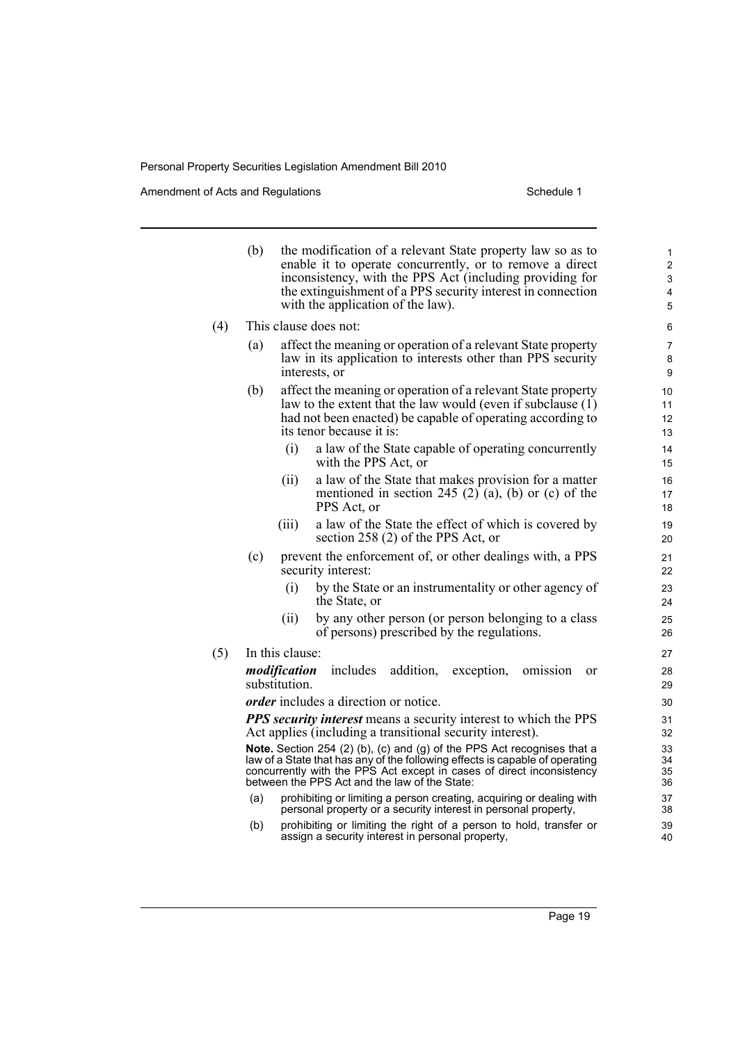(b) the modification of a relevant State property law so as to enable it to operate concurrently, or to remove a direct inconsistency, with the PPS Act (including providing for the extinguishment of a PPS security interest in connection with the application of the law).

(4) This clause does not:

(a) affect the meaning or operation of a relevant State property law in its application to interests other than PPS security interests, or

(b) affect the meaning or operation of a relevant State property law to the extent that the law would (even if subclause (1) had not been enacted) be capable of operating according to its tenor because it is:

(i) a law of the State capable of operating concurrently with the PPS Act, or

(ii) a law of the State that makes provision for a matter mentioned in section 245 (2) (a), (b) or (c) of the PPS Act, or

(iii) a law of the State the effect of which is covered by section 258 (2) of the PPS Act, or

(c) prevent the enforcement of, or other dealings with, a PPS security interest:

(i) by the State or an instrumentality or other agency of the State, or

(ii) by any other person (or person belonging to a class of persons) prescribed by the regulations.

(5) In this clause:

***modification*** includes addition, exception, omission or substitution.

***order*** includes a direction or notice.

***PPS security interest*** means a security interest to which the PPS Act applies (including a transitional security interest).

**Note.** Section 254 (2) (b), (c) and (g) of the PPS Act recognises that a law of a State that has any of the following effects is capable of operating concurrently with the PPS Act except in cases of direct inconsistency between the PPS Act and the law of the State:

(a) prohibiting or limiting a person creating, acquiring or dealing with personal property or a security interest in personal property,

(b) prohibiting or limiting the right of a person to hold, transfer or assign a security interest in personal property,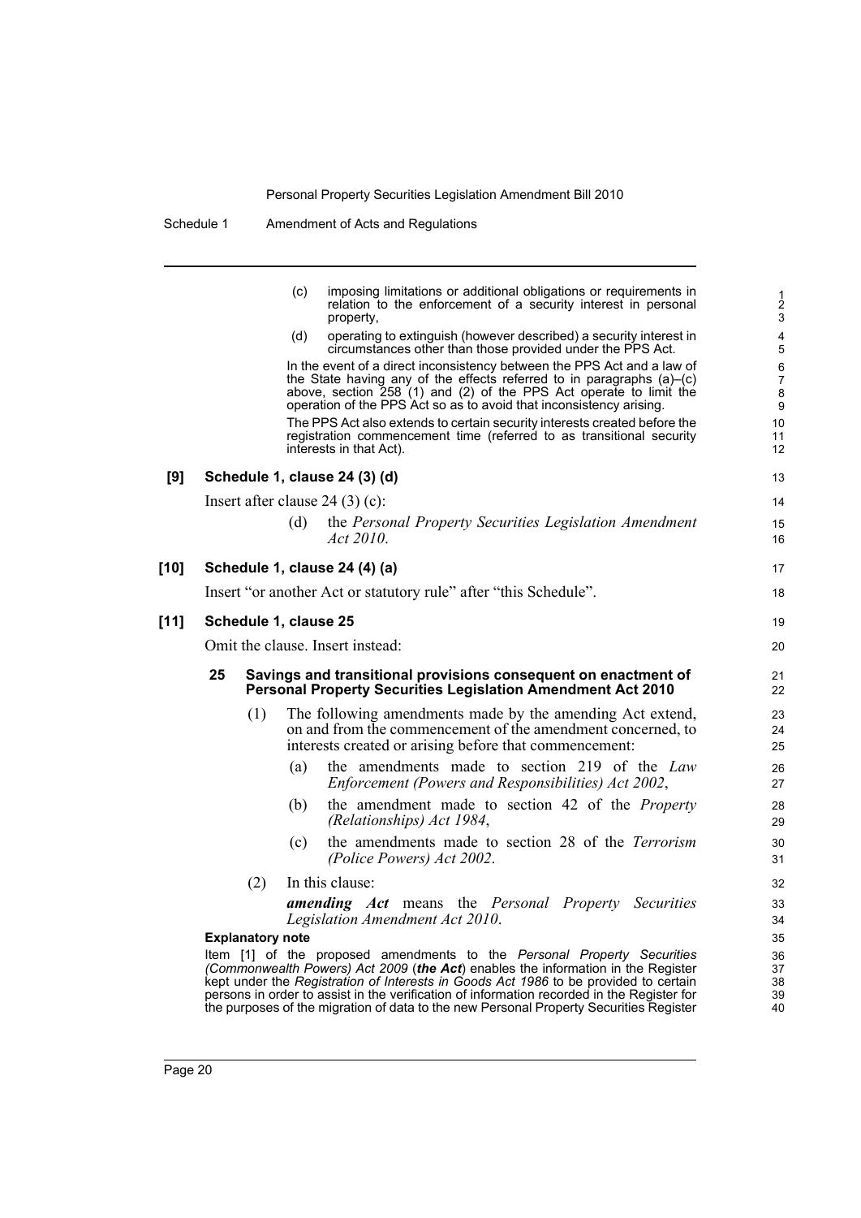(c) imposing limitations or additional obligations or requirements in relation to the enforcement of a security interest in personal property,

(d) operating to extinguish (however described) a security interest in circumstances other than those provided under the PPS Act.

In the event of a direct inconsistency between the PPS Act and a law of the State having any of the effects referred to in paragraphs (a)–(c) above, section 258 (1) and (2) of the PPS Act operate to limit the operation of the PPS Act so as to avoid that inconsistency arising.

The PPS Act also extends to certain security interests created before the registration commencement time (referred to as transitional security interests in that Act).

**[9] Schedule 1, clause 24 (3) (d)**

Insert after clause 24 (3) (c):

(d) the *Personal Property Securities Legislation Amendment Act 2010*.

**[10] Schedule 1, clause 24 (4) (a)**

Insert "or another Act or statutory rule" after "this Schedule".

**[11] Schedule 1, clause 25**

Omit the clause. Insert instead:

**25 Savings and transitional provisions consequent on enactment of Personal Property Securities Legislation Amendment Act 2010**

(1) The following amendments made by the amending Act extend, on and from the commencement of the amendment concerned, to interests created or arising before that commencement:

(a) the amendments made to section 219 of the *Law Enforcement (Powers and Responsibilities) Act 2002*,

(b) the amendment made to section 42 of the *Property (Relationships) Act 1984*,

(c) the amendments made to section 28 of the *Terrorism (Police Powers) Act 2002*.

(2) In this clause:

***amending Act*** means the *Personal Property Securities Legislation Amendment Act 2010*.

**Explanatory note**

Item [1] of the proposed amendments to the *Personal Property Securities (Commonwealth Powers) Act 2009* (***the Act***) enables the information in the Register kept under the *Registration of Interests in Goods Act 1986* to be provided to certain persons in order to assist in the verification of information recorded in the Register for the purposes of the migration of data to the new Personal Property Securities Register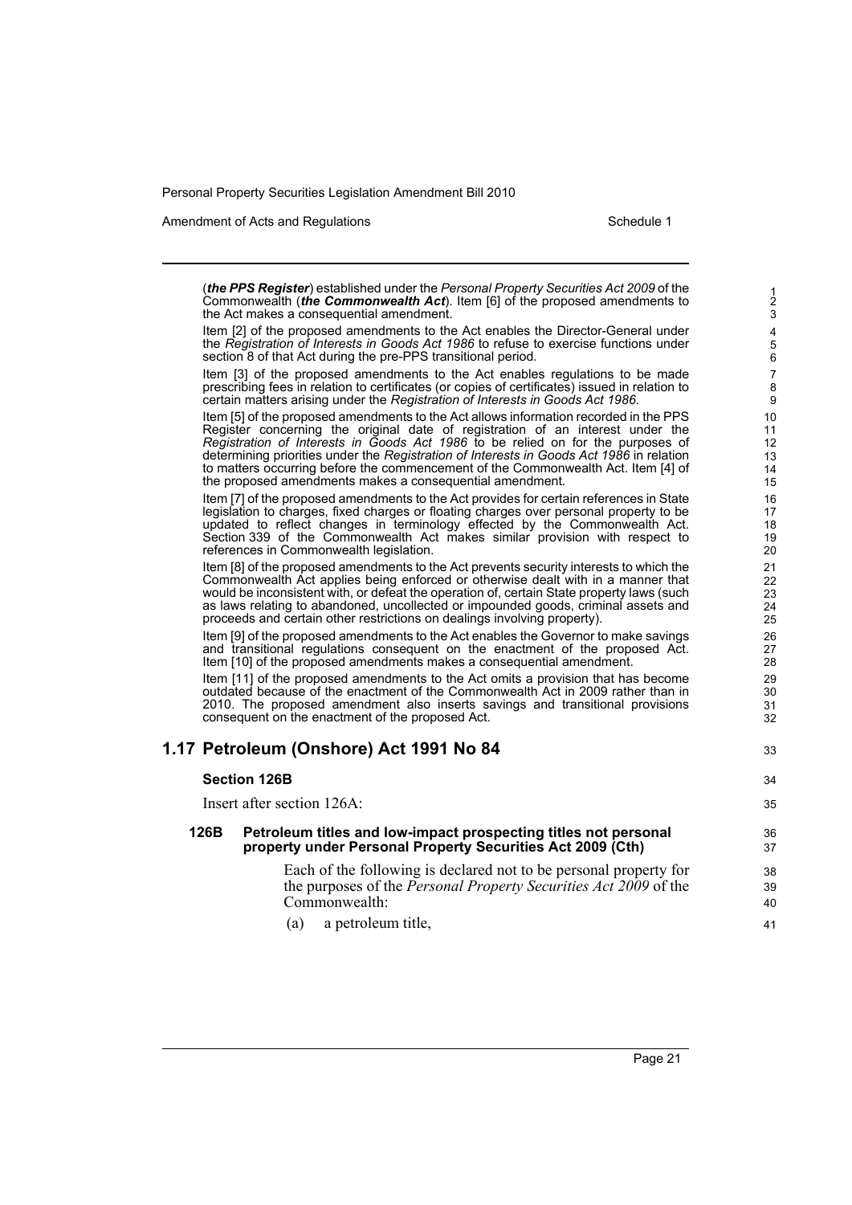(***the PPS Register***) established under the *Personal Property Securities Act 2009* of the Commonwealth (***the Commonwealth Act***). Item [6] of the proposed amendments to the Act makes a consequential amendment.

Item [2] of the proposed amendments to the Act enables the Director-General under the *Registration of Interests in Goods Act 1986* to refuse to exercise functions under section 8 of that Act during the pre-PPS transitional period.

Item [3] of the proposed amendments to the Act enables regulations to be made prescribing fees in relation to certificates (or copies of certificates) issued in relation to certain matters arising under the *Registration of Interests in Goods Act 1986*.

Item [5] of the proposed amendments to the Act allows information recorded in the PPS Register concerning the original date of registration of an interest under the *Registration of Interests in Goods Act 1986* to be relied on for the purposes of determining priorities under the *Registration of Interests in Goods Act 1986* in relation to matters occurring before the commencement of the Commonwealth Act. Item [4] of the proposed amendments makes a consequential amendment.

Item [7] of the proposed amendments to the Act provides for certain references in State legislation to charges, fixed charges or floating charges over personal property to be updated to reflect changes in terminology effected by the Commonwealth Act. Section 339 of the Commonwealth Act makes similar provision with respect to references in Commonwealth legislation.

Item [8] of the proposed amendments to the Act prevents security interests to which the Commonwealth Act applies being enforced or otherwise dealt with in a manner that would be inconsistent with, or defeat the operation of, certain State property laws (such as laws relating to abandoned, uncollected or impounded goods, criminal assets and proceeds and certain other restrictions on dealings involving property).

Item [9] of the proposed amendments to the Act enables the Governor to make savings and transitional regulations consequent on the enactment of the proposed Act. Item [10] of the proposed amendments makes a consequential amendment.

Item [11] of the proposed amendments to the Act omits a provision that has become outdated because of the enactment of the Commonwealth Act in 2009 rather than in 2010. The proposed amendment also inserts savings and transitional provisions consequent on the enactment of the proposed Act.

## 1.17 Petroleum (Onshore) Act 1991 No 84

### Section 126B

Insert after section 126A:

#### 126B Petroleum titles and low-impact prospecting titles not personal property under Personal Property Securities Act 2009 (Cth)

Each of the following is declared not to be personal property for the purposes of the *Personal Property Securities Act 2009* of the Commonwealth:

(a) a petroleum title,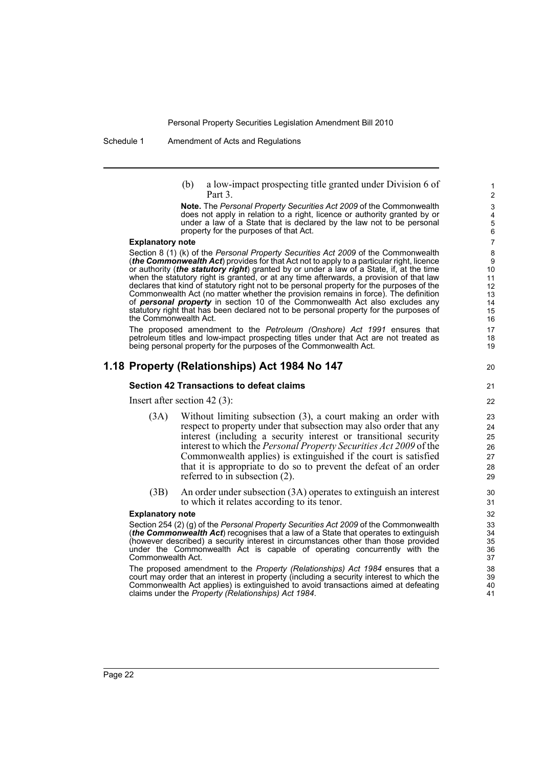(b) a low-impact prospecting title granted under Division 6 of Part 3.

**Note.** The *Personal Property Securities Act 2009* of the Commonwealth does not apply in relation to a right, licence or authority granted by or under a law of a State that is declared by the law not to be personal property for the purposes of that Act.

**Explanatory note**

Section 8 (1) (k) of the *Personal Property Securities Act 2009* of the Commonwealth (***the Commonwealth Act***) provides for that Act not to apply to a particular right, licence or authority (***the statutory right***) granted by or under a law of a State, if, at the time when the statutory right is granted, or at any time afterwards, a provision of that law declares that kind of statutory right not to be personal property for the purposes of the Commonwealth Act (no matter whether the provision remains in force). The definition of ***personal property*** in section 10 of the Commonwealth Act also excludes any statutory right that has been declared not to be personal property for the purposes of the Commonwealth Act.

The proposed amendment to the *Petroleum (Onshore) Act 1991* ensures that petroleum titles and low-impact prospecting titles under that Act are not treated as being personal property for the purposes of the Commonwealth Act.

## 1.18 Property (Relationships) Act 1984 No 147

### Section 42 Transactions to defeat claims

Insert after section 42 (3):

(3A) Without limiting subsection (3), a court making an order with respect to property under that subsection may also order that any interest (including a security interest or transitional security interest to which the *Personal Property Securities Act 2009* of the Commonwealth applies) is extinguished if the court is satisfied that it is appropriate to do so to prevent the defeat of an order referred to in subsection (2).

(3B) An order under subsection (3A) operates to extinguish an interest to which it relates according to its tenor.

**Explanatory note**

Section 254 (2) (g) of the *Personal Property Securities Act 2009* of the Commonwealth (***the Commonwealth Act***) recognises that a law of a State that operates to extinguish (however described) a security interest in circumstances other than those provided under the Commonwealth Act is capable of operating concurrently with the Commonwealth Act.

The proposed amendment to the *Property (Relationships) Act 1984* ensures that a court may order that an interest in property (including a security interest to which the Commonwealth Act applies) is extinguished to avoid transactions aimed at defeating claims under the *Property (Relationships) Act 1984*.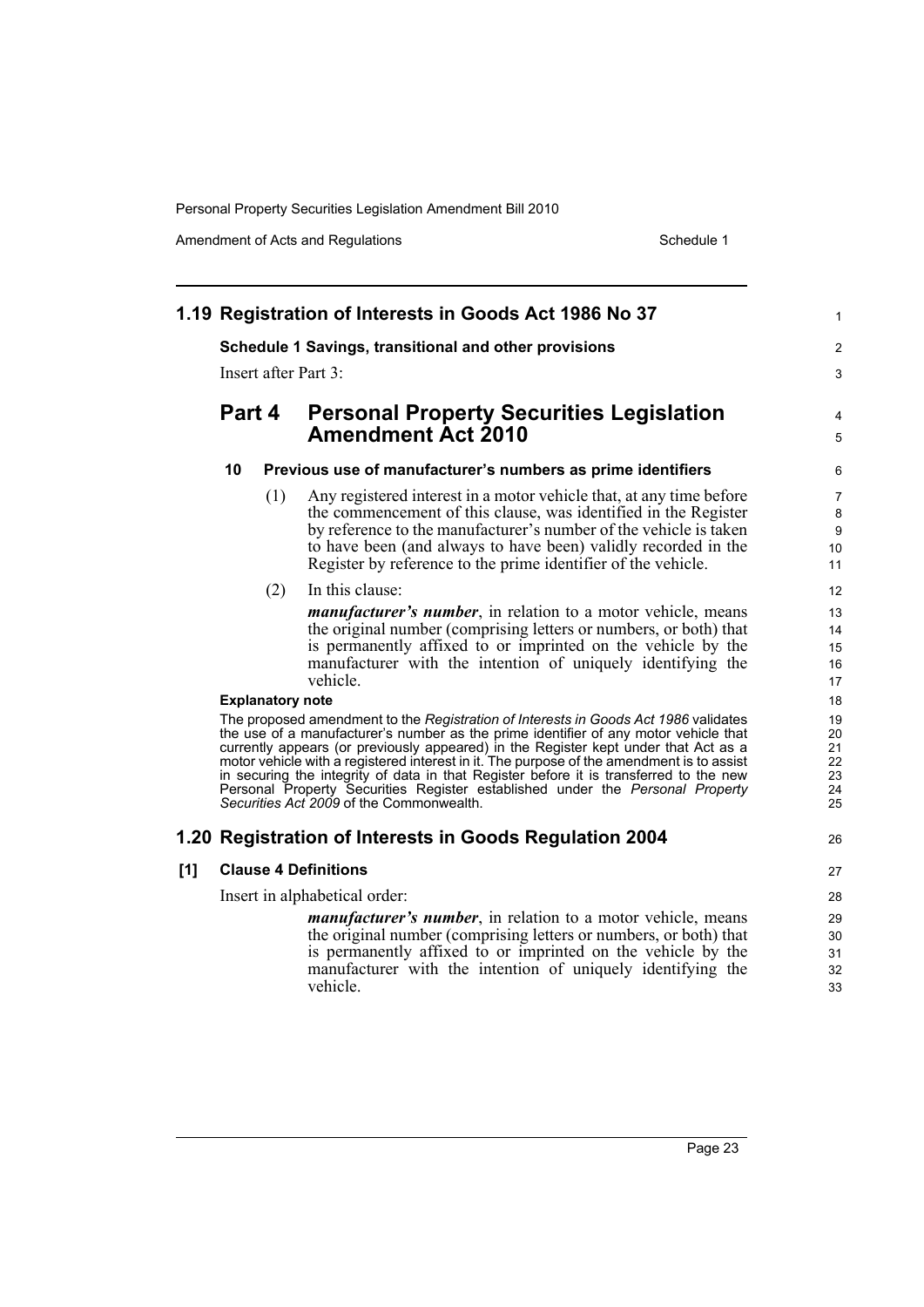## 1.19 Registration of Interests in Goods Act 1986 No 37

**Schedule 1 Savings, transitional and other provisions**

Insert after Part 3:

# Part 4 Personal Property Securities Legislation Amendment Act 2010

### 10 Previous use of manufacturer's numbers as prime identifiers

(1) Any registered interest in a motor vehicle that, at any time before the commencement of this clause, was identified in the Register by reference to the manufacturer's number of the vehicle is taken to have been (and always to have been) validly recorded in the Register by reference to the prime identifier of the vehicle.

(2) In this clause:

***manufacturer's number***, in relation to a motor vehicle, means the original number (comprising letters or numbers, or both) that is permanently affixed to or imprinted on the vehicle by the manufacturer with the intention of uniquely identifying the vehicle.

**Explanatory note**

The proposed amendment to the *Registration of Interests in Goods Act 1986* validates the use of a manufacturer's number as the prime identifier of any motor vehicle that currently appears (or previously appeared) in the Register kept under that Act as a motor vehicle with a registered interest in it. The purpose of the amendment is to assist in securing the integrity of data in that Register before it is transferred to the new Personal Property Securities Register established under the *Personal Property Securities Act 2009* of the Commonwealth.

## 1.20 Registration of Interests in Goods Regulation 2004

**[1] Clause 4 Definitions**

Insert in alphabetical order:

***manufacturer's number***, in relation to a motor vehicle, means the original number (comprising letters or numbers, or both) that is permanently affixed to or imprinted on the vehicle by the manufacturer with the intention of uniquely identifying the vehicle.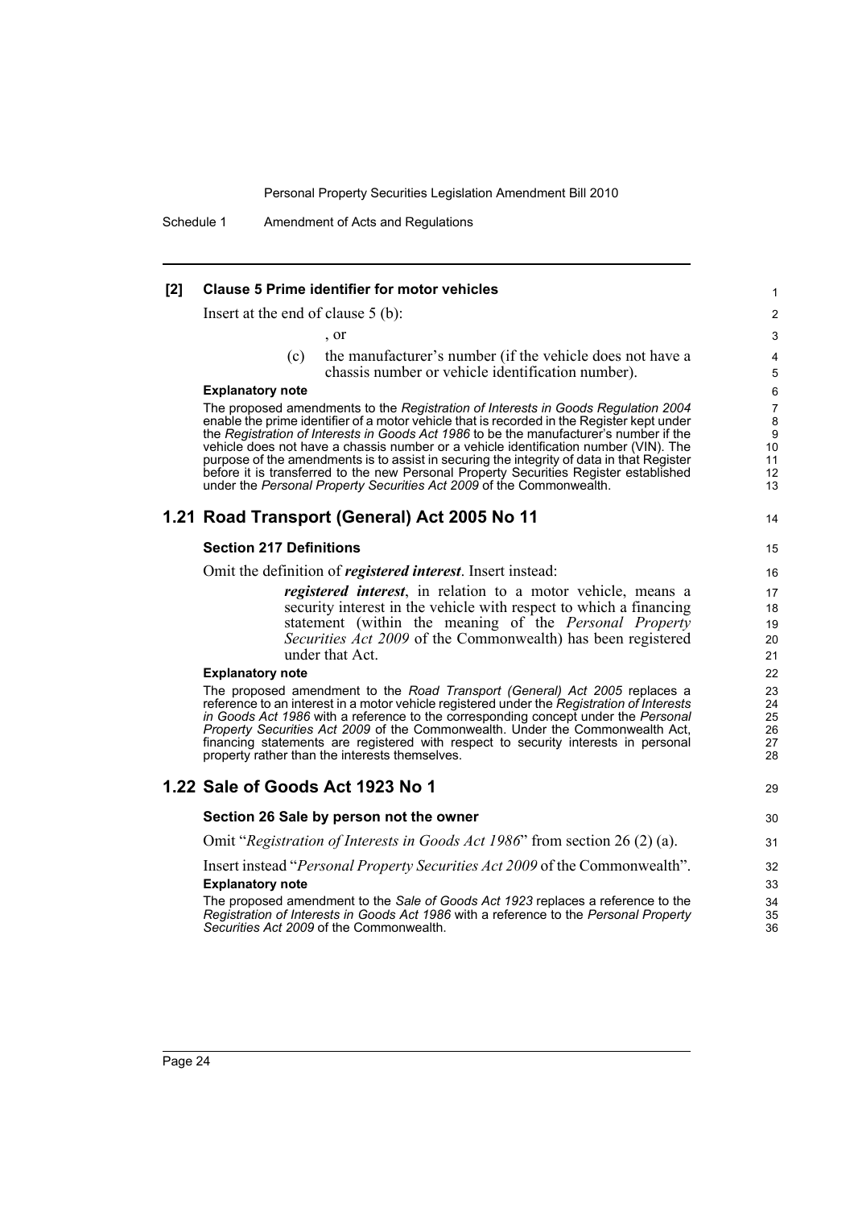**[2] Clause 5 Prime identifier for motor vehicles**

Insert at the end of clause 5 (b):

, or

(c) the manufacturer's number (if the vehicle does not have a chassis number or vehicle identification number).

**Explanatory note**

The proposed amendments to the *Registration of Interests in Goods Regulation 2004* enable the prime identifier of a motor vehicle that is recorded in the Register kept under the *Registration of Interests in Goods Act 1986* to be the manufacturer's number if the vehicle does not have a chassis number or a vehicle identification number (VIN). The purpose of the amendments is to assist in securing the integrity of data in that Register before it is transferred to the new Personal Property Securities Register established under the *Personal Property Securities Act 2009* of the Commonwealth.

## 1.21 Road Transport (General) Act 2005 No 11

**Section 217 Definitions**

Omit the definition of ***registered interest***. Insert instead:

***registered interest***, in relation to a motor vehicle, means a security interest in the vehicle with respect to which a financing statement (within the meaning of the *Personal Property Securities Act 2009* of the Commonwealth) has been registered under that Act.

**Explanatory note**

The proposed amendment to the *Road Transport (General) Act 2005* replaces a reference to an interest in a motor vehicle registered under the *Registration of Interests in Goods Act 1986* with a reference to the corresponding concept under the *Personal Property Securities Act 2009* of the Commonwealth. Under the Commonwealth Act, financing statements are registered with respect to security interests in personal property rather than the interests themselves.

## 1.22 Sale of Goods Act 1923 No 1

**Section 26 Sale by person not the owner**

Omit "*Registration of Interests in Goods Act 1986*" from section 26 (2) (a).

Insert instead "*Personal Property Securities Act 2009* of the Commonwealth".

**Explanatory note**

The proposed amendment to the *Sale of Goods Act 1923* replaces a reference to the *Registration of Interests in Goods Act 1986* with a reference to the *Personal Property Securities Act 2009* of the Commonwealth.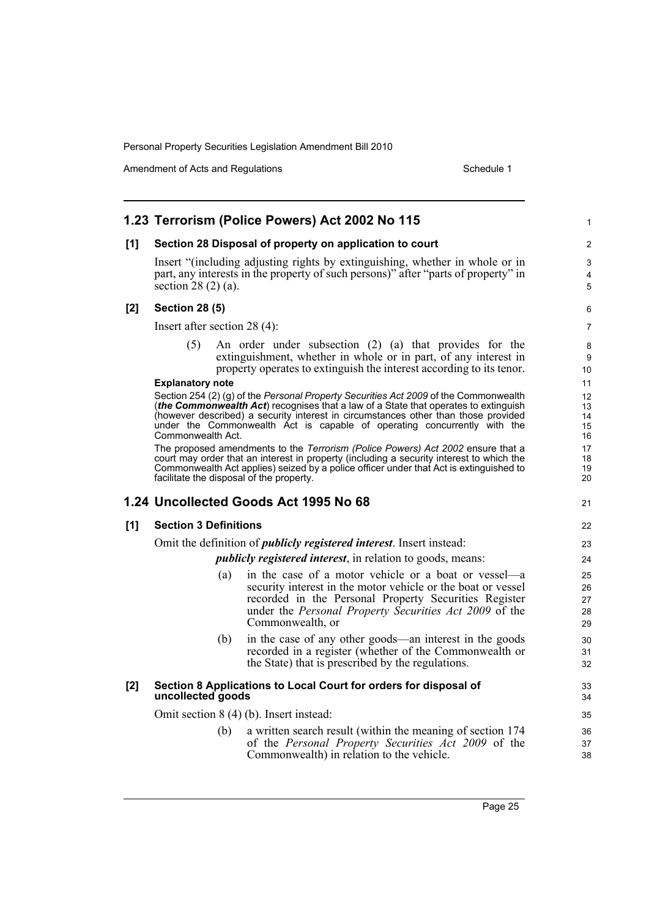## 1.23 Terrorism (Police Powers) Act 2002 No 115

### [1] Section 28 Disposal of property on application to court

Insert "(including adjusting rights by extinguishing, whether in whole or in part, any interests in the property of such persons)" after "parts of property" in section 28 (2) (a).

### [2] Section 28 (5)

Insert after section 28 (4):

> (5) An order under subsection (2) (a) that provides for the extinguishment, whether in whole or in part, of any interest in property operates to extinguish the interest according to its tenor.

**Explanatory note**

Section 254 (2) (g) of the *Personal Property Securities Act 2009* of the Commonwealth (***the Commonwealth Act***) recognises that a law of a State that operates to extinguish (however described) a security interest in circumstances other than those provided under the Commonwealth Act is capable of operating concurrently with the Commonwealth Act.

The proposed amendments to the *Terrorism (Police Powers) Act 2002* ensure that a court may order that an interest in property (including a security interest to which the Commonwealth Act applies) seized by a police officer under that Act is extinguished to facilitate the disposal of the property.

## 1.24 Uncollected Goods Act 1995 No 68

### [1] Section 3 Definitions

Omit the definition of ***publicly registered interest***. Insert instead:

> ***publicly registered interest***, in relation to goods, means:
>
> (a) in the case of a motor vehicle or a boat or vessel—a security interest in the motor vehicle or the boat or vessel recorded in the Personal Property Securities Register under the *Personal Property Securities Act 2009* of the Commonwealth, or
>
> (b) in the case of any other goods—an interest in the goods recorded in a register (whether of the Commonwealth or the State) that is prescribed by the regulations.

### [2] Section 8 Applications to Local Court for orders for disposal of uncollected goods

Omit section 8 (4) (b). Insert instead:

> (b) a written search result (within the meaning of section 174 of the *Personal Property Securities Act 2009* of the Commonwealth) in relation to the vehicle.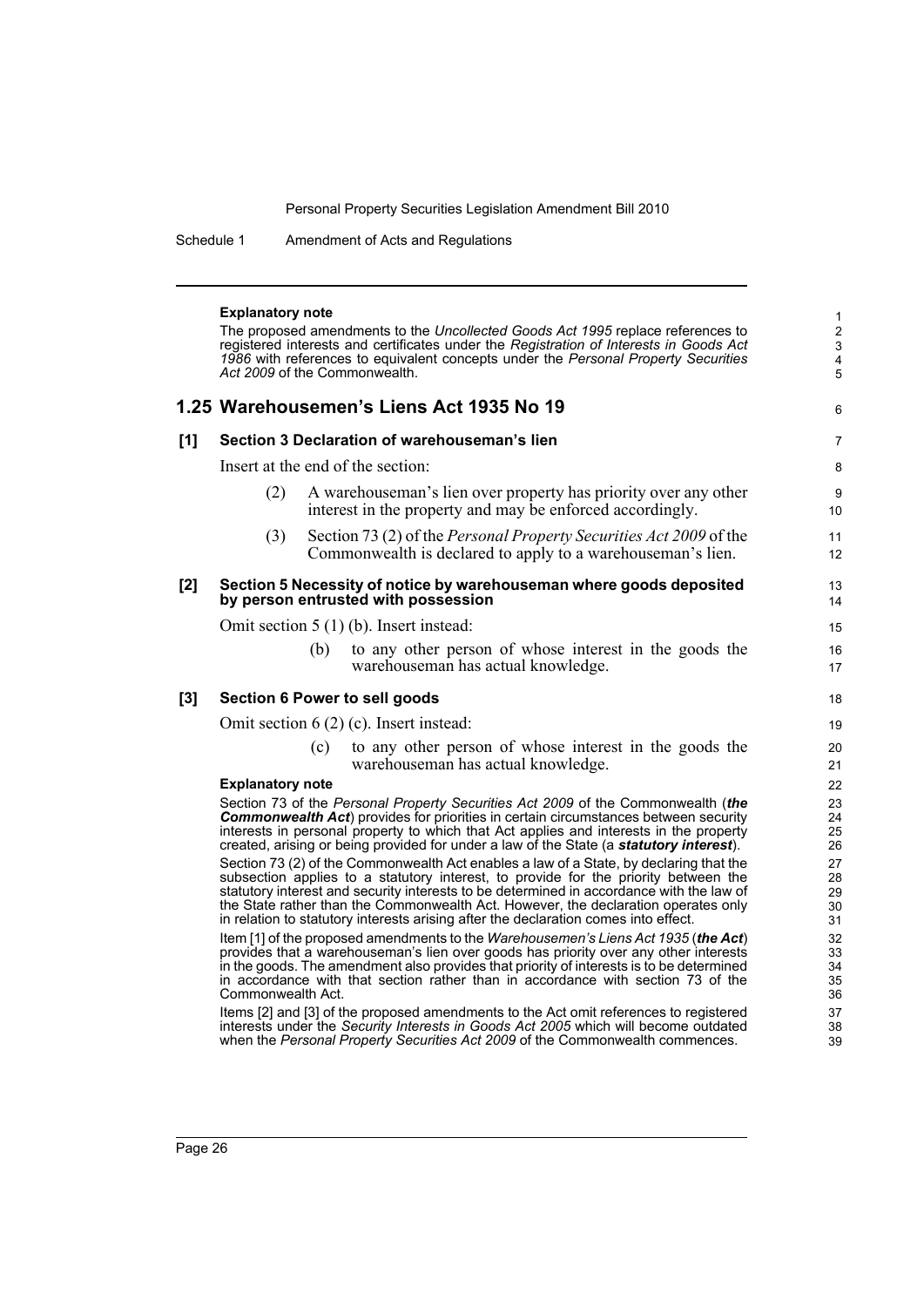**Explanatory note**

The proposed amendments to the *Uncollected Goods Act 1995* replace references to registered interests and certificates under the *Registration of Interests in Goods Act 1986* with references to equivalent concepts under the *Personal Property Securities Act 2009* of the Commonwealth.

## 1.25 Warehousemen's Liens Act 1935 No 19

### [1] Section 3 Declaration of warehouseman's lien

Insert at the end of the section:

(2) A warehouseman's lien over property has priority over any other interest in the property and may be enforced accordingly.

(3) Section 73 (2) of the *Personal Property Securities Act 2009* of the Commonwealth is declared to apply to a warehouseman's lien.

### [2] Section 5 Necessity of notice by warehouseman where goods deposited by person entrusted with possession

Omit section 5 (1) (b). Insert instead:

(b) to any other person of whose interest in the goods the warehouseman has actual knowledge.

### [3] Section 6 Power to sell goods

Omit section 6 (2) (c). Insert instead:

(c) to any other person of whose interest in the goods the warehouseman has actual knowledge.

**Explanatory note**

Section 73 of the *Personal Property Securities Act 2009* of the Commonwealth (***the Commonwealth Act***) provides for priorities in certain circumstances between security interests in personal property to which that Act applies and interests in the property created, arising or being provided for under a law of the State (a ***statutory interest***).

Section 73 (2) of the Commonwealth Act enables a law of a State, by declaring that the subsection applies to a statutory interest, to provide for the priority between the statutory interest and security interests to be determined in accordance with the law of the State rather than the Commonwealth Act. However, the declaration operates only in relation to statutory interests arising after the declaration comes into effect.

Item [1] of the proposed amendments to the *Warehousemen's Liens Act 1935* (***the Act***) provides that a warehouseman's lien over goods has priority over any other interests in the goods. The amendment also provides that priority of interests is to be determined in accordance with that section rather than in accordance with section 73 of the Commonwealth Act.

Items [2] and [3] of the proposed amendments to the Act omit references to registered interests under the *Security Interests in Goods Act 2005* which will become outdated when the *Personal Property Securities Act 2009* of the Commonwealth commences.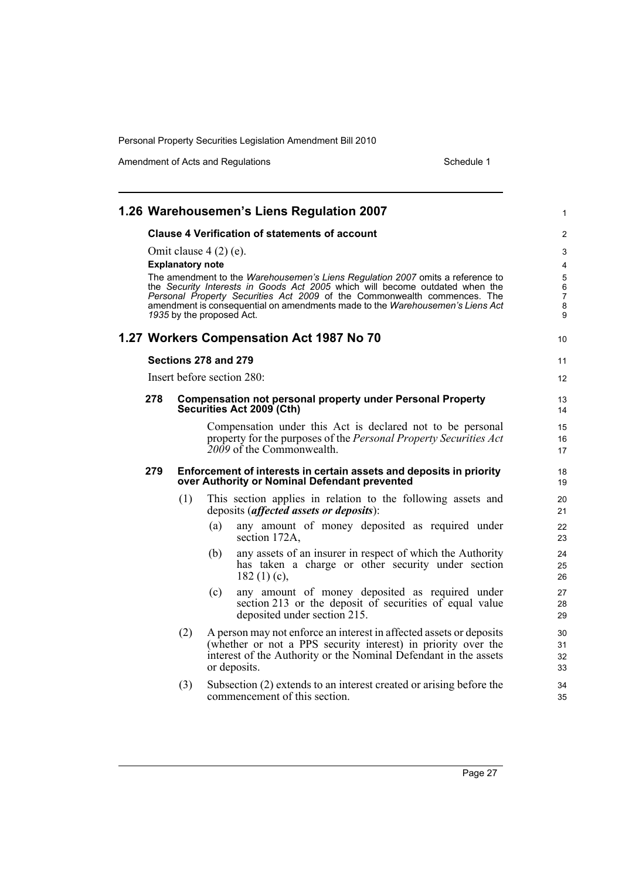## 1.26 Warehousemen's Liens Regulation 2007

### Clause 4 Verification of statements of account

Omit clause 4 (2) (e).

**Explanatory note**

The amendment to the *Warehousemen's Liens Regulation 2007* omits a reference to the *Security Interests in Goods Act 2005* which will become outdated when the *Personal Property Securities Act 2009* of the Commonwealth commences. The amendment is consequential on amendments made to the *Warehousemen's Liens Act 1935* by the proposed Act.

## 1.27 Workers Compensation Act 1987 No 70

### Sections 278 and 279

Insert before section 280:

**278 Compensation not personal property under Personal Property Securities Act 2009 (Cth)**

Compensation under this Act is declared not to be personal property for the purposes of the *Personal Property Securities Act 2009* of the Commonwealth.

**279 Enforcement of interests in certain assets and deposits in priority over Authority or Nominal Defendant prevented**

(1) This section applies in relation to the following assets and deposits (***affected assets or deposits***):

(a) any amount of money deposited as required under section 172A,

(b) any assets of an insurer in respect of which the Authority has taken a charge or other security under section 182 (1) (c),

(c) any amount of money deposited as required under section 213 or the deposit of securities of equal value deposited under section 215.

(2) A person may not enforce an interest in affected assets or deposits (whether or not a PPS security interest) in priority over the interest of the Authority or the Nominal Defendant in the assets or deposits.

(3) Subsection (2) extends to an interest created or arising before the commencement of this section.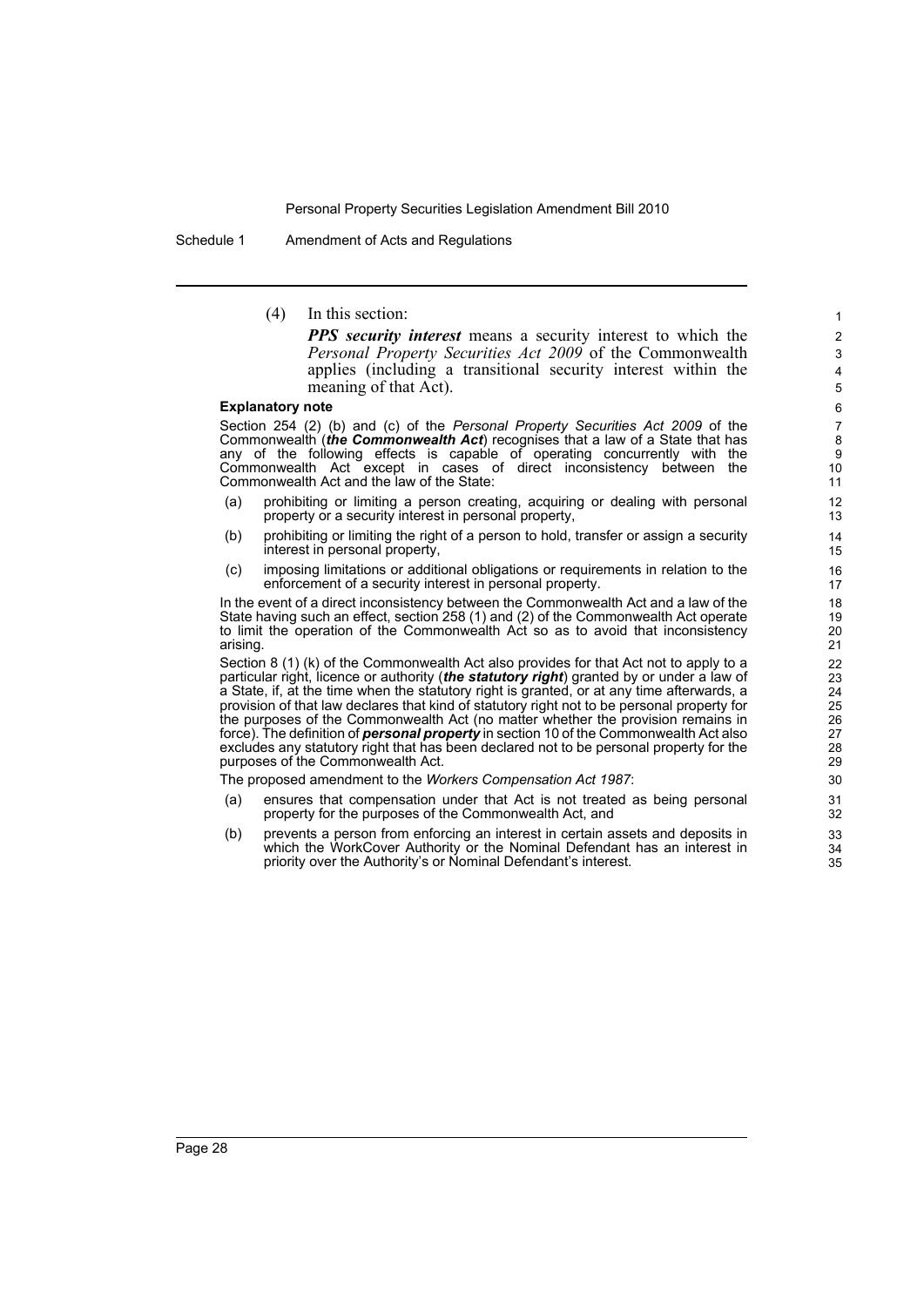(4) In this section:

***PPS security interest*** means a security interest to which the *Personal Property Securities Act 2009* of the Commonwealth applies (including a transitional security interest within the meaning of that Act).

**Explanatory note**

Section 254 (2) (b) and (c) of the *Personal Property Securities Act 2009* of the Commonwealth (***the Commonwealth Act***) recognises that a law of a State that has any of the following effects is capable of operating concurrently with the Commonwealth Act except in cases of direct inconsistency between the Commonwealth Act and the law of the State:

(a) prohibiting or limiting a person creating, acquiring or dealing with personal property or a security interest in personal property,

(b) prohibiting or limiting the right of a person to hold, transfer or assign a security interest in personal property,

(c) imposing limitations or additional obligations or requirements in relation to the enforcement of a security interest in personal property.

In the event of a direct inconsistency between the Commonwealth Act and a law of the State having such an effect, section 258 (1) and (2) of the Commonwealth Act operate to limit the operation of the Commonwealth Act so as to avoid that inconsistency arising.

Section 8 (1) (k) of the Commonwealth Act also provides for that Act not to apply to a particular right, licence or authority (***the statutory right***) granted by or under a law of a State, if, at the time when the statutory right is granted, or at any time afterwards, a provision of that law declares that kind of statutory right not to be personal property for the purposes of the Commonwealth Act (no matter whether the provision remains in force). The definition of ***personal property*** in section 10 of the Commonwealth Act also excludes any statutory right that has been declared not to be personal property for the purposes of the Commonwealth Act.

The proposed amendment to the *Workers Compensation Act 1987*:

(a) ensures that compensation under that Act is not treated as being personal property for the purposes of the Commonwealth Act, and

(b) prevents a person from enforcing an interest in certain assets and deposits in which the WorkCover Authority or the Nominal Defendant has an interest in priority over the Authority's or Nominal Defendant's interest.